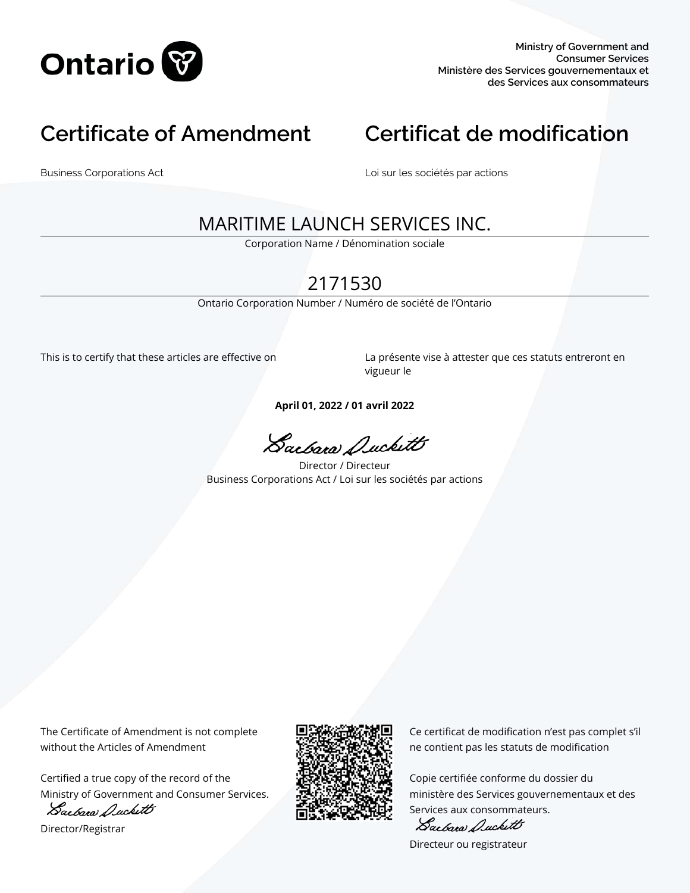Ontario

Ministry of Government and Consumer Services
Ministère des Services gouvernementaux et des Services aux consommateurs

# Certificate of Amendment

Business Corporations Act

# Certificat de modification

Loi sur les sociétés par actions

MARITIME LAUNCH SERVICES INC.

Corporation Name / Dénomination sociale

2171530

Ontario Corporation Number / Numéro de société de l'Ontario

This is to certify that these articles are effective on

La présente vise à attester que ces statuts entreront en vigueur le

**April 01, 2022 / 01 avril 2022**

Barbara Duckitt

Director / Directeur
Business Corporations Act / Loi sur les sociétés par actions

The Certificate of Amendment is not complete without the Articles of Amendment

Certified a true copy of the record of the Ministry of Government and Consumer Services.

Barbara Duckitt

Director/Registrar

Ce certificat de modification n'est pas complet s'il ne contient pas les statuts de modification

Copie certifiée conforme du dossier du ministère des Services gouvernementaux et des Services aux consommateurs.

Barbara Duckitt

Directeur ou registrateur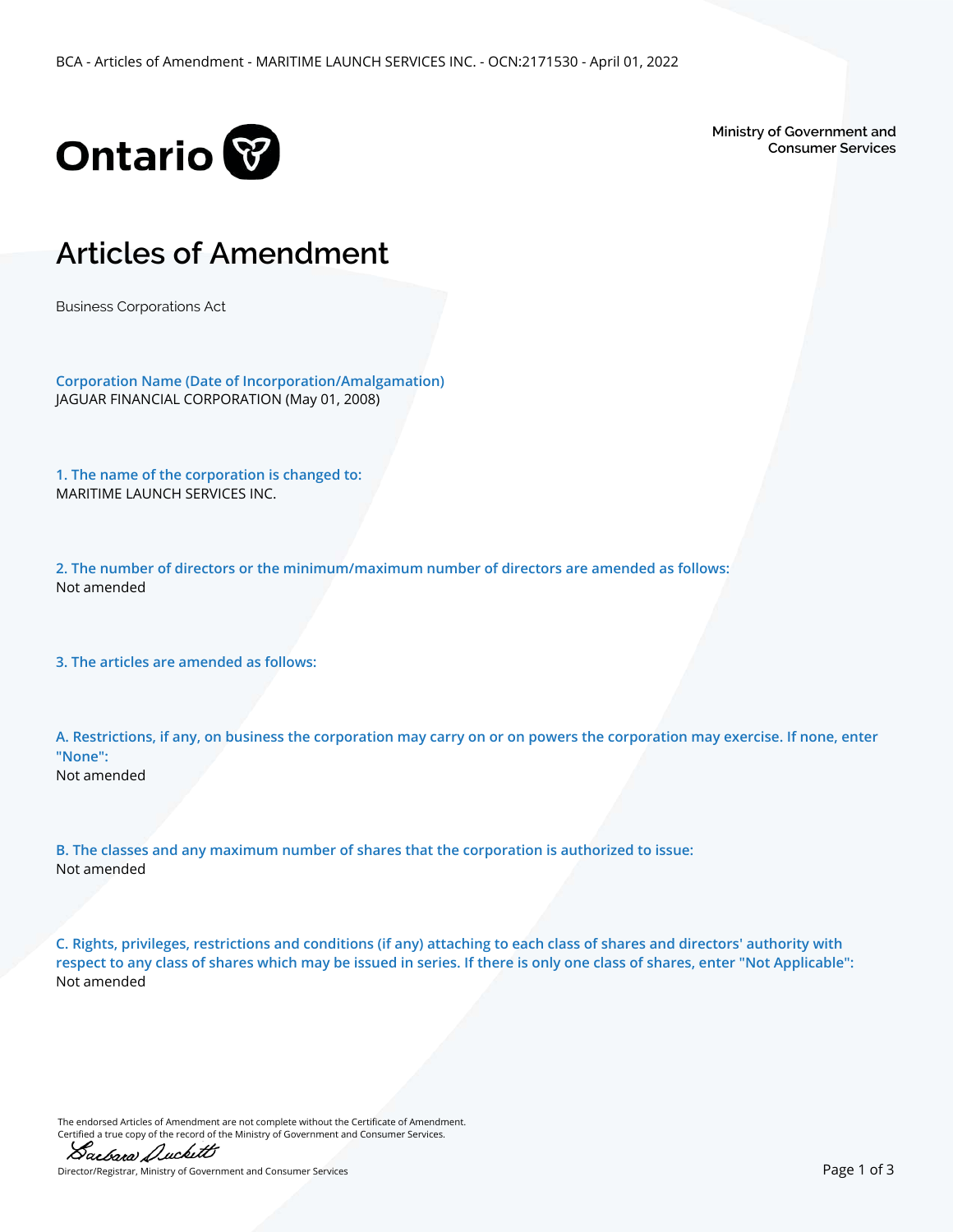Ontario

Ministry of Government and Consumer Services

# Articles of Amendment

Business Corporations Act

**Corporation Name (Date of Incorporation/Amalgamation)**
JAGUAR FINANCIAL CORPORATION (May 01, 2008)

**1. The name of the corporation is changed to:**
MARITIME LAUNCH SERVICES INC.

**2. The number of directors or the minimum/maximum number of directors are amended as follows:**
Not amended

**3. The articles are amended as follows:**

**A. Restrictions, if any, on business the corporation may carry on or on powers the corporation may exercise. If none, enter "None":**
Not amended

**B. The classes and any maximum number of shares that the corporation is authorized to issue:**
Not amended

**C. Rights, privileges, restrictions and conditions (if any) attaching to each class of shares and directors' authority with respect to any class of shares which may be issued in series. If there is only one class of shares, enter "Not Applicable":**
Not amended

The endorsed Articles of Amendment are not complete without the Certificate of Amendment.
Certified a true copy of the record of the Ministry of Government and Consumer Services.

Barbara Duckitt
Director/Registrar, Ministry of Government and Consumer Services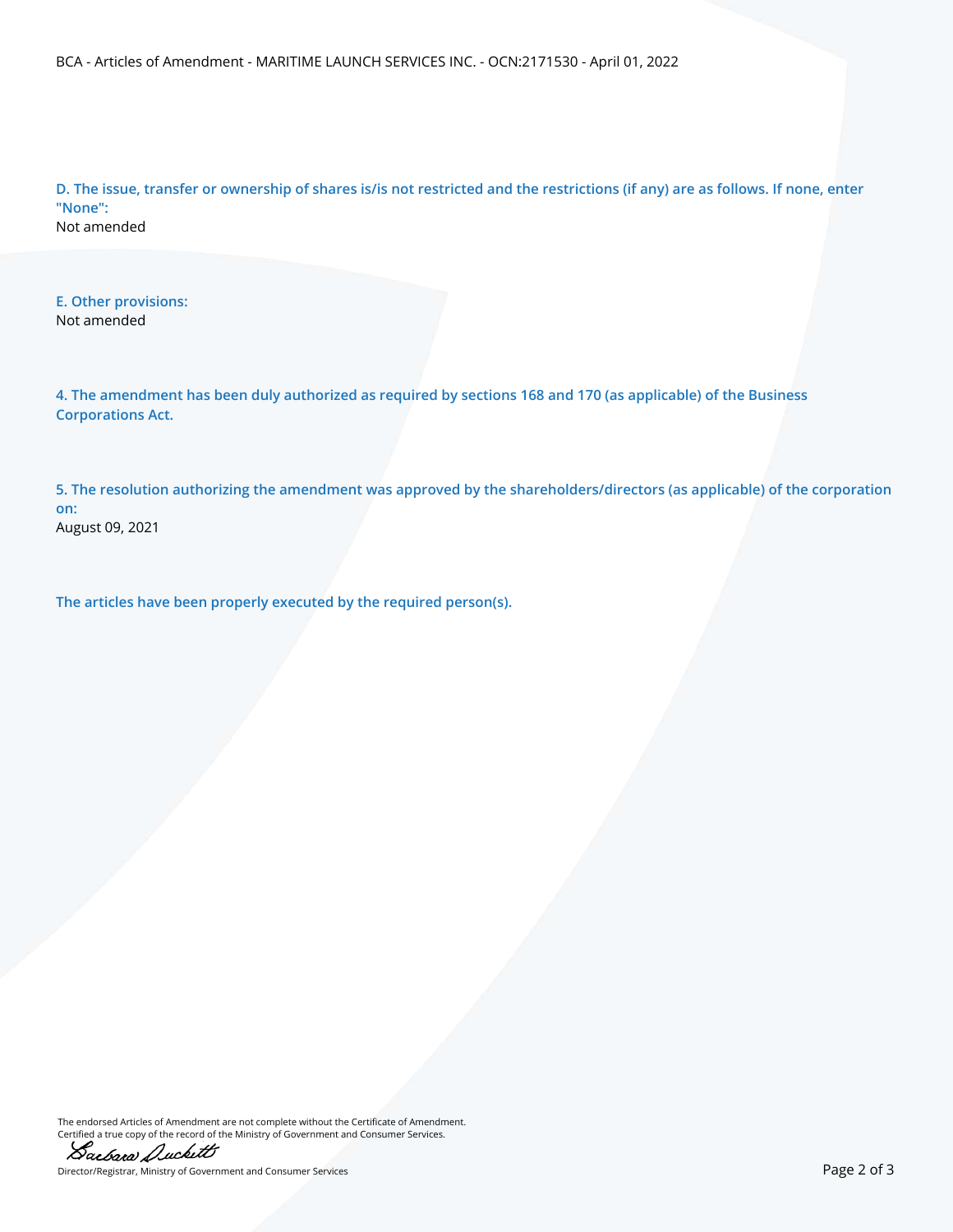**D. The issue, transfer or ownership of shares is/is not restricted and the restrictions (if any) are as follows. If none, enter "None":**
Not amended

**E. Other provisions:**
Not amended

**4. The amendment has been duly authorized as required by sections 168 and 170 (as applicable) of the Business Corporations Act.**

**5. The resolution authorizing the amendment was approved by the shareholders/directors (as applicable) of the corporation on:**
August 09, 2021

**The articles have been properly executed by the required person(s).**

The endorsed Articles of Amendment are not complete without the Certificate of Amendment.
Certified a true copy of the record of the Ministry of Government and Consumer Services.

Barbara Duckitt
Director/Registrar, Ministry of Government and Consumer Services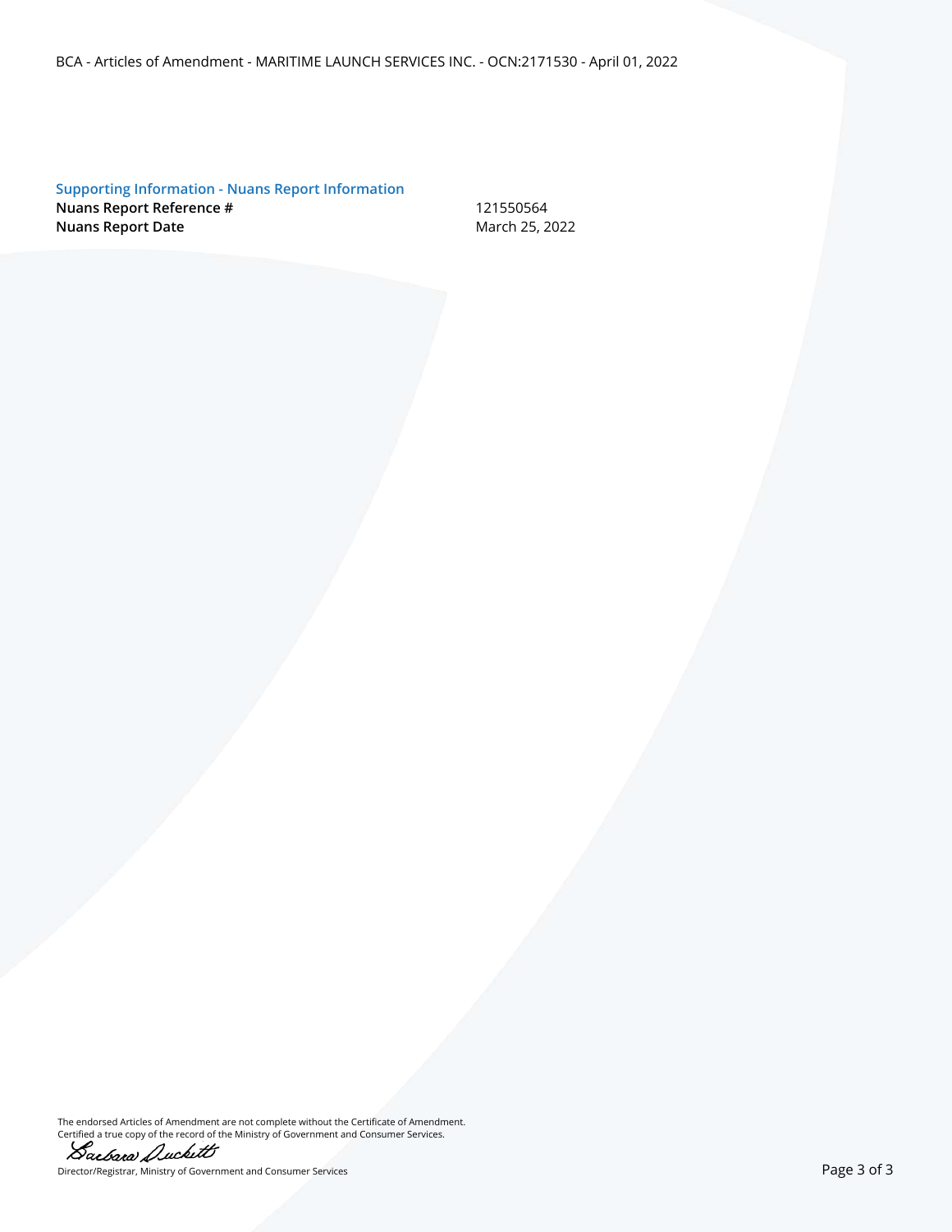### Supporting Information - Nuans Report Information

| | |
|---|---|
| **Nuans Report Reference #** | 121550564 |
| **Nuans Report Date** | March 25, 2022 |

The endorsed Articles of Amendment are not complete without the Certificate of Amendment.
Certified a true copy of the record of the Ministry of Government and Consumer Services.

Barbara Duckitt

Director/Registrar, Ministry of Government and Consumer Services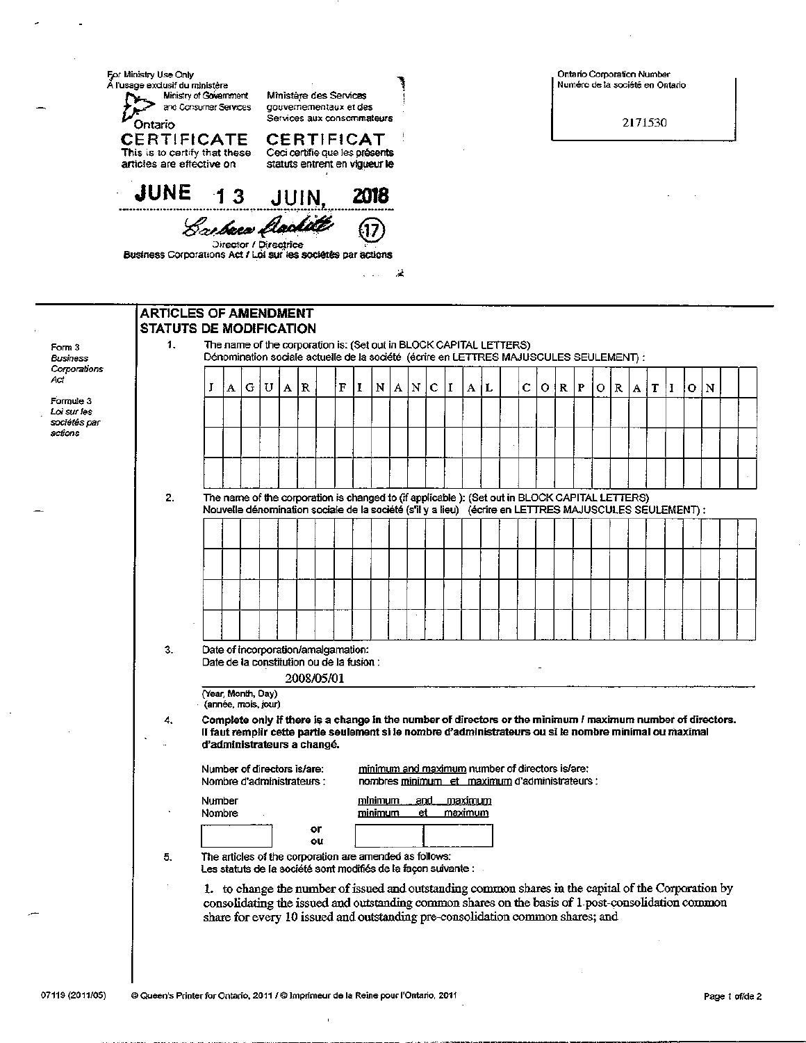For Ministry Use Only
À l'usage exclusif du ministère

Ministry of Government and Consumer Services
Ministère des Services gouvernementaux et des Services aux consommateurs

Ontario

**CERTIFICATE**
This is to certify that these articles are effective on

**CERTIFICAT**
Ceci certifie que les présents statuts entrent en vigueur le

**JUNE 13 JUIN, 2018**

Director / Directrice
Business Corporations Act / Loi sur les sociétés par actions

Ontario Corporation Number
Numéro de la société en Ontario

2171530

Form 3
*Business Corporations Act*

Formule 3
*Loi sur les sociétés par actions*

## ARTICLES OF AMENDMENT
## STATUTS DE MODIFICATION

1. The name of the corporation is: (Set out in BLOCK CAPITAL LETTERS)
   Dénomination sociale actuelle de la société (écrire en LETTRES MAJUSCULES SEULEMENT) :

   JAGUAR FINANCIAL CORPORATION

2. The name of the corporation is changed to (if applicable): (Set out in BLOCK CAPITAL LETTERS)
   Nouvelle dénomination sociale de la société (s'il y a lieu) (écrire en LETTRES MAJUSCULES SEULEMENT) :

3. Date of incorporation/amalgamation:
   Date de la constitution ou de la fusion :

   2008/05/01

   (Year, Month, Day)
   (année, mois, jour)

4. **Complete only if there is a change in the number of directors or the minimum / maximum number of directors.**
   **Il faut remplir cette partie seulement si le nombre d'administrateurs ou si le nombre minimal ou maximal d'administrateurs a changé.**

   Number of directors is/are: / Nombre d'administrateurs :
   minimum and maximum number of directors is/are: / nombres minimum et maximum d'administrateurs :

   Number / Nombre &nbsp;&nbsp; or / ou &nbsp;&nbsp; minimum and maximum / minimum et maximum

5. The articles of the corporation are amended as follows:
   Les statuts de la société sont modifiés de la façon suivante :

   1. to change the number of issued and outstanding common shares in the capital of the Corporation by consolidating the issued and outstanding common shares on the basis of 1 post-consolidation common share for every 10 issued and outstanding pre-consolidation common shares; and

07119 (2011/05) © Queen's Printer for Ontario, 2011 / © Imprimeur de la Reine pour l'Ontario, 2011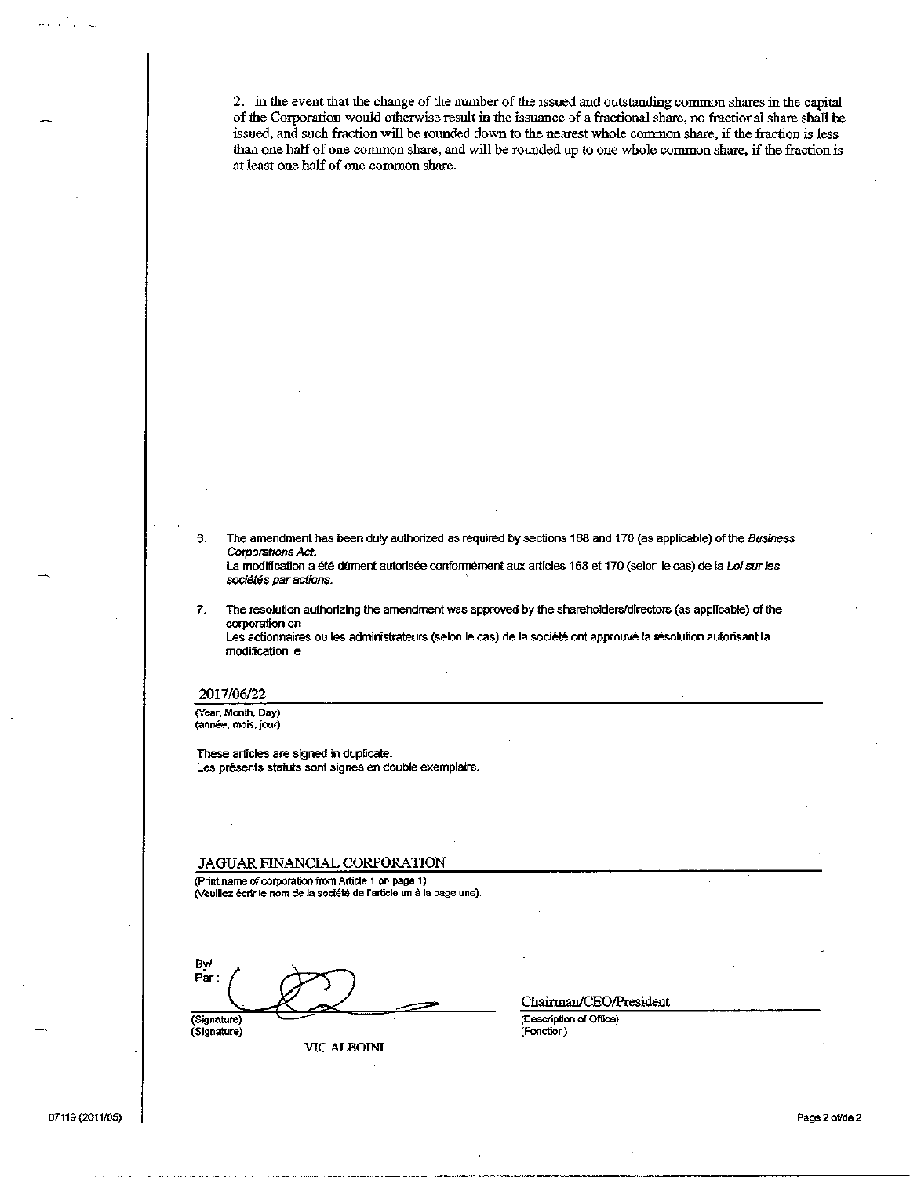2. in the event that the change of the number of the issued and outstanding common shares in the capital of the Corporation would otherwise result in the issuance of a fractional share, no fractional share shall be issued, and such fraction will be rounded down to the nearest whole common share, if the fraction is less than one half of one common share, and will be rounded up to one whole common share, if the fraction is at least one half of one common share.

6. The amendment has been duly authorized as required by sections 168 and 170 (as applicable) of the *Business Corporations Act*.
La modification a été dûment autorisée conformément aux articles 168 et 170 (selon le cas) de la *Loi sur les sociétés par actions.*

7. The resolution authorizing the amendment was approved by the shareholders/directors (as applicable) of the corporation on
Les actionnaires ou les administrateurs (selon le cas) de la société ont approuvé la résolution autorisant la modification le

2017/06/22
(Year, Month, Day)
(année, mois, jour)

These articles are signed in duplicate.
Les présents statuts sont signés en double exemplaire.

JAGUAR FINANCIAL CORPORATION
(Print name of corporation from Article 1 on page 1)
(Veuillez écrir le nom de la société de l'article un à la page une).

By/
Par:

(Signature)
(Signature)

VIC ALBOINI

Chairman/CEO/President
(Description of Office)
(Fonction)

07119 (2011/05)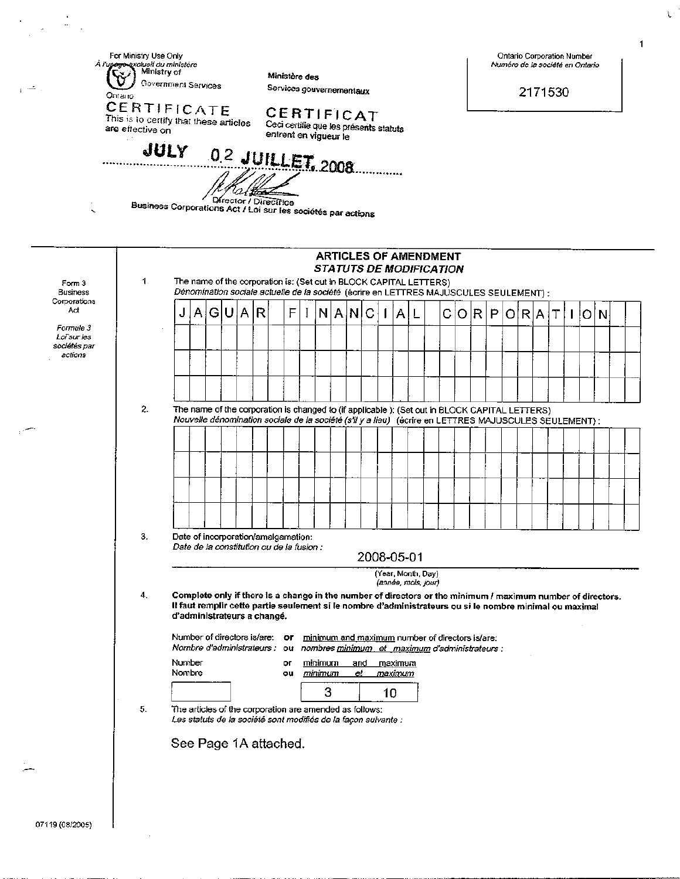For Ministry Use Only
*À l'usage exclusif du ministère*

Ministry of Government Services
Ontario

Ministère des Services gouvernementaux

Ontario Corporation Number
*Numéro de la société en Ontario*

2171530

**CERTIFICATE**
This is to certify that these articles are effective on

**CERTIFICAT**
Ceci certifie que les présents statuts entrent en vigueur le

**JULY 02 JUILLET, 2008**

Director / Directrice
Business Corporations Act / Loi sur les sociétés par actions

## ARTICLES OF AMENDMENT
### *STATUTS DE MODIFICATION*

Form 3
Business Corporations Act

*Formule 3*
*Loi sur les sociétés par actions*

1. The name of the corporation is: (Set out in BLOCK CAPITAL LETTERS)
   *Dénomination sociale actuelle de la société* (écrire en LETTRES MAJUSCULES SEULEMENT) :

   JAGUAR FINANCIAL CORPORATION

2. The name of the corporation is changed to (if applicable): (Set out in BLOCK CAPITAL LETTERS)
   *Nouvelle dénomination sociale de la société (s'il y a lieu)* (écrire en LETTRES MAJUSCULES SEULEMENT) :

3. Date of incorporation/amalgamation:
   *Date de la constitution ou de la fusion :*

   2008-05-01
   (Year, Month, Day)
   *(année, mois, jour)*

4. **Complete only if there is a change in the number of directors or the minimum / maximum number of directors.**
   **Il faut remplir cette partie seulement si le nombre d'administrateurs ou si le nombre minimal ou maximal d'administrateurs a changé.**

   Number of directors is/are: **or** minimum and maximum number of directors is/are:
   *Nombre d'administrateurs :* ou *nombres minimum et maximum d'administrateurs :*

| Number / *Nombre* | or / *ou* | minimum / *minimum* | and / *et* | maximum / *maximum* |
|---|---|---|---|---|
| | | 3 | | 10 |

5. The articles of the corporation are amended as follows:
   *Les statuts de la société sont modifiés de la façon suivante :*

   See Page 1A attached.

07119 (08/2005)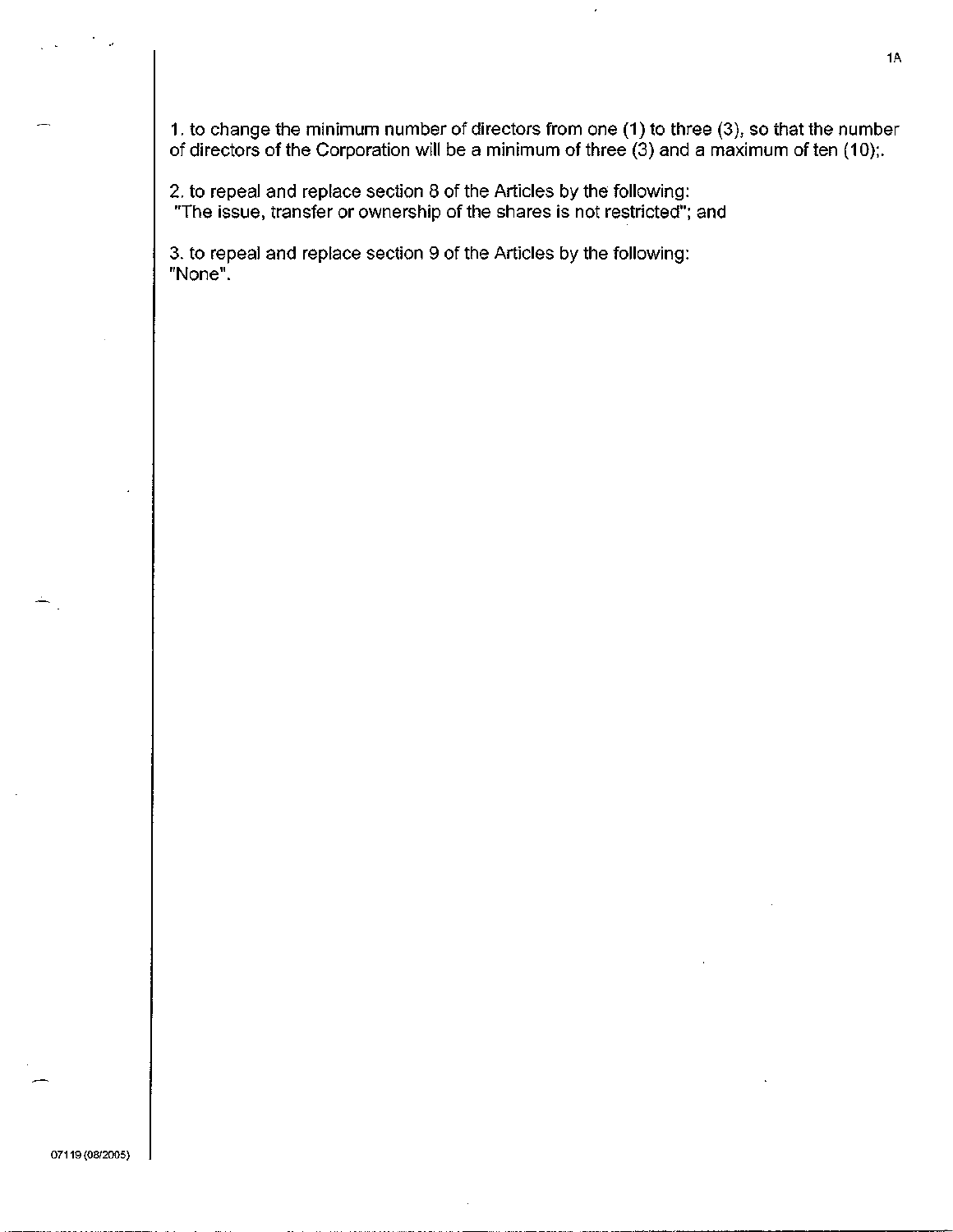1. to change the minimum number of directors from one (1) to three (3), so that the number of directors of the Corporation will be a minimum of three (3) and a maximum of ten (10);.

2. to repeal and replace section 8 of the Articles by the following:
"The issue, transfer or ownership of the shares is not restricted"; and

3. to repeal and replace section 9 of the Articles by the following:
"None".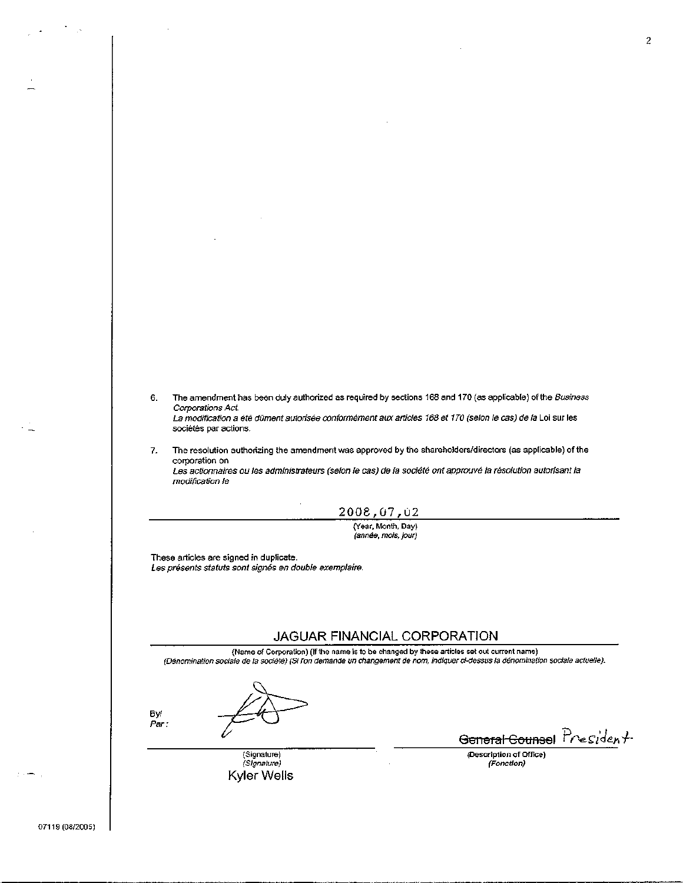6. The amendment has been duly authorized as required by sections 168 and 170 (as applicable) of the *Business Corporations Act*.
   *La modification a été dûment autorisée conformément aux articles 168 et 170 (selon le cas) de la* Loi sur les sociétés par actions.

7. The resolution authorizing the amendment was approved by the shareholders/directors (as applicable) of the corporation on
   *Les actionnaires ou les administrateurs (selon le cas) de la société ont approuvé la résolution autorisant la modification le*

2008,07,02

(Year, Month, Day)
*(année, mois, jour)*

These articles are signed in duplicate.
*Les présents statuts sont signés en double exemplaire.*

JAGUAR FINANCIAL CORPORATION

(Name of Corporation) (If the name is to be changed by these articles set out current name)
*(Dénomination sociale de la société) (Si l'on demande un changement de nom, indiquer ci-dessus la dénomination sociale actuelle).*

By/
*Par :*

(Signature)
*(Signature)*
Kyler Wells

~~General Counsel~~ President

(Description of Office)
*(Fonction)*

07119 (08/2005)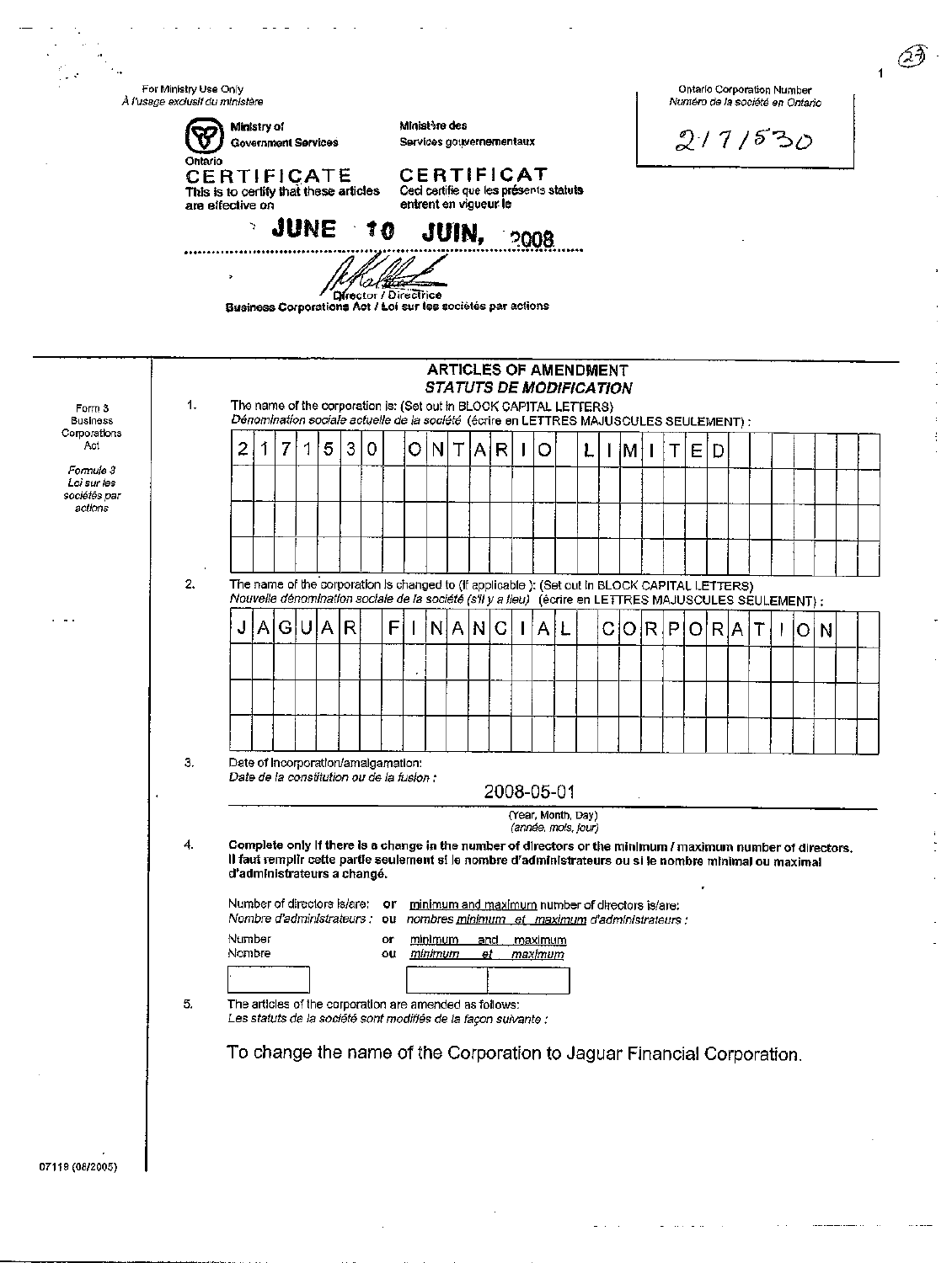For Ministry Use Only
*À l'usage exclusif du ministère*

Ontario Corporation Number
*Numéro de la société en Ontario*

2171530

Ministry of Government Services — Ministère des Services gouvernementaux

Ontario

**CERTIFICATE**
This is to certify that these articles are effective on

**CERTIFICAT**
Ceci certifie que les présents statuts entrent en vigueur le

**JUNE 10 JUIN, 2008**

Director / Directrice
Business Corporations Act / Loi sur les sociétés par actions

Form 3
Business Corporations Act

*Formule 3*
*Loi sur les sociétés par actions*

## ARTICLES OF AMENDMENT
## *STATUTS DE MODIFICATION*

1. The name of the corporation is: (Set out in BLOCK CAPITAL LETTERS)
   *Dénomination sociale actuelle de la société (écrire en LETTRES MAJUSCULES SEULEMENT) :*

   2171530 ONTARIO LIMITED

2. The name of the corporation is changed to (if applicable): (Set out in BLOCK CAPITAL LETTERS)
   *Nouvelle dénomination sociale de la société (s'il y a lieu) (écrire en LETTRES MAJUSCULES SEULEMENT) :*

   JAGUAR FINANCIAL CORPORATION

3. Date of incorporation/amalgamation:
   *Date de la constitution ou de la fusion :*

   2008-05-01
   (Year, Month, Day)
   *(année, mois, jour)*

4. **Complete only if there is a change in the number of directors or the minimum / maximum number of directors.**
   **Il faut remplir cette partie seulement si le nombre d'administrateurs ou si le nombre minimal ou maximal d'administrateurs a changé.**

   Number of directors is/are: or minimum and maximum number of directors is/are:
   *Nombre d'administrateurs : ou nombres minimum et maximum d'administrateurs :*

   Number or minimum and maximum
   *Nombre ou minimum et maximum*

5. The articles of the corporation are amended as follows:
   *Les statuts de la société sont modifiés de la façon suivante :*

   To change the name of the Corporation to Jaguar Financial Corporation.

07119 (06/2005)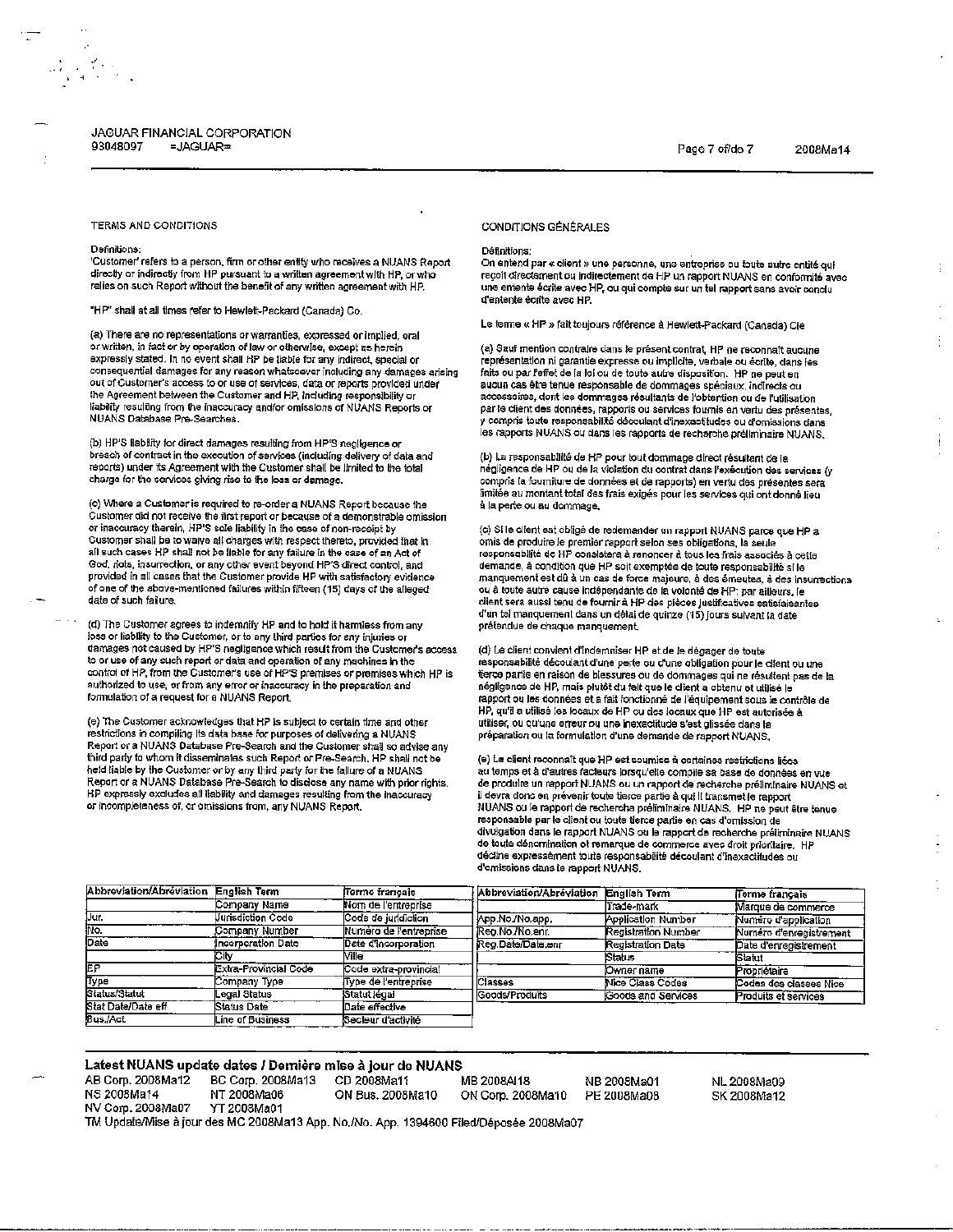JAGUAR FINANCIAL CORPORATION
93048097 =JAGUAR=

### TERMS AND CONDITIONS

Definitions:
'Customer' refers to a person, firm or other entity who receives a NUANS Report directly or indirectly from HP pursuant to a written agreement with HP, or who relies on such Report without the benefit of any written agreement with HP.

"HP" shall at all times refer to Hewlett-Packard (Canada) Co.

(a) There are no representations or warranties, expressed or implied, oral or written, in fact or by operation of law or otherwise, except as herein expressly stated. In no event shall HP be liable for any indirect, special or consequential damages for any reason whatsoever including any damages arising out of Customer's access to or use of services, data or reports provided under the Agreement between the Customer and HP, including responsibility or liability resulting from the inaccuracy and/or omissions of NUANS Reports or NUANS Database Pre-Searches.

(b) HP'S liability for direct damages resulting from HP'S negligence or breach of contract in the execution of services (including delivery of data and reports) under its Agreement with the Customer shall be limited to the total charge for the services giving rise to the loss or damage.

(c) Where a Customer is required to re-order a NUANS Report because the Customer did not receive the first report or because of a demonstrable omission or inaccuracy therein, HP'S sole liability in the case of non-receipt by Customer shall be to waive all charges with respect thereto, provided that in all such cases HP shall not be liable for any failure in the case of an Act of God, riots, insurrection, or any other event beyond HP'S direct control, and provided in all cases that the Customer provide HP with satisfactory evidence of one of the above-mentioned failures within fifteen (15) days of the alleged date of such failure.

(d) The Customer agrees to indemnify HP and to hold it harmless from any loss or liability to the Customer, or to any third parties for any injuries or damages not caused by HP'S negligence which result from the Customer's access to or use of any such report or data and operation of any machines in the control of HP, from the Customer's use of HP'S premises or premises which HP is authorized to use, or from any error or inaccuracy in the preparation and formulation of a request for a NUANS Report.

(e) The Customer acknowledges that HP is subject to certain time and other restrictions in compiling its data base for purposes of delivering a NUANS Report or a NUANS Database Pre-Search and the Customer shall so advise any third party to whom it disseminates such Report or Pre-Search. HP shall not be held liable by the Customer or by any third party for the failure of a NUANS Report or a NUANS Database Pre-Search to disclose any name with prior rights. HP expressly excludes all liability and damages resulting from the inaccuracy or incompleteness of, or omissions from, any NUANS Report.

### CONDITIONS GÉNÉRALES

Définitions:
On entend par « client » une personne, une entreprise ou toute autre entité qui reçoit directement ou indirectement de HP un rapport NUANS en conformité avec une entente écrite avec HP, ou qui compte sur un tel rapport sans avoir conclu d'entente écrite avec HP.

Le terme « HP » fait toujours référence à Hewlett-Packard (Canada) Cie

(a) Sauf mention contraire dans le présent contrat, HP ne reconnaît aucune représentation ni garantie expresse ou implicite, verbale ou écrite, dans les faits ou par l'effet de la loi ou de toute autre disposition. HP ne peut en aucun cas être tenue responsable de dommages spéciaux, indirects ou accessoires, dont les dommages résultants de l'obtention ou de l'utilisation par le client des données, rapports ou services fournis en vertu des présentes, y compris toute responsabilité découlant d'inexactitudes ou d'omissions dans les rapports NUANS ou dans les rapports de recherche préliminaire NUANS.

(b) La responsabilité de HP pour tout dommage direct résultant de la négligence de HP ou de la violation du contrat dans l'exécution des services (y compris la fourniture de données et de rapports) en vertu des présentes sera limitée au montant total des frais exigés pour les services qui ont donné lieu à la perte ou au dommage.

(c) Si le client est obligé de redemander un rapport NUANS parce que HP a omis de produire le premier rapport selon ses obligations, la seule responsabilité de HP consistera à renoncer à tous les frais associés à cette demande, à condition que HP soit exemptée de toute responsabilité si le manquement est dû à un cas de force majeure, à des émeutes, à des insurrections ou à toute autre cause indépendante de la volonté de HP; par ailleurs, le client sera aussi tenu de fournir à HP des pièces justificatives satisfaisantes d'un tel manquement dans un délai de quinze (15) jours suivant la date prétendue de chaque manquement.

(d) Le client convient d'indemniser HP et de la dégager de toute responsabilité découlant d'une perte ou d'une obligation pour le client ou une tierce partie en raison de blessures ou de dommages qui ne résultent pas de la négligence de HP, mais plutôt du fait que le client a obtenu et utilisé le rapport ou les données et a fait fonctionné de l'équipement sous le contrôle de HP, qu'il a utilisé les locaux de HP ou des locaux que HP est autorisée à utiliser, ou qu'une erreur ou une inexactitude s'est glissée dans la préparation ou la formulation d'une demande de rapport NUANS.

(e) Le client reconnaît que HP est soumise à certaines restrictions liées au temps et à d'autres facteurs lorsqu'elle compile sa base de données en vue de produire un rapport NUANS ou un rapport de recherche préliminaire NUANS et il devra donc en prévenir toute tierce partie à qui il transmet le rapport NUANS ou le rapport de recherche préliminaire NUANS. HP ne peut être tenue responsable par le client ou toute tierce partie en cas d'omission de divulgation dans le rapport NUANS ou le rapport de recherche préliminaire NUANS de toute dénomination et remarque de commerce avec droit prioritaire. HP décline expressément toute responsabilité découlant d'inexactitudes ou d'omissions dans le rapport NUANS.

| Abbreviation/Abréviation | English Term | Terme français |
|---|---|---|
| | Company Name | Nom de l'entreprise |
| Jur. | Jurisdiction Code | Code de juridiction |
| No. | Company Number | Numéro de l'entreprise |
| Date | Incorporation Date | Date d'incorporation |
| | City | Ville |
| EP | Extra-Provincial Code | Code extra-provincial |
| Type | Company Type | Type de l'entreprise |
| Status/Statut | Legal Status | Statut légal |
| Stat Date/Date eff | Status Date | Date effective |
| Bus./Act. | Line of Business | Secteur d'activité |

| Abbreviation/Abréviation | English Term | Terme français |
|---|---|---|
| | Trade-mark | Marque de commerce |
| App.No./No.app. | Application Number | Numéro d'application |
| Reg.No./No.enr. | Registration Number | Numéro d'enregistrement |
| Reg.Date/Date.enr | Registration Date | Date d'enregistrement |
| | Status | Statut |
| | Owner name | Propriétaire |
| Classes | Nice Class Codes | Codes des classes Nice |
| Goods/Produits | Goods and Services | Produits et services |

**Latest NUANS update dates / Dernière mise à jour de NUANS**

AB Corp. 2008Ma12 BC Corp. 2008Ma13 CD 2008Ma11 MB 2008Al18 NB 2008Ma01 NL 2008Ma09
NS 2008Ma14 NT 2008Ma06 ON Bus. 2008Ma10 ON Corp. 2008Ma10 PE 2008Ma08 SK 2008Ma12
NV Corp. 2008Ma07 YT 2008Ma01
TM Update/Mise à jour des MC 2008Ma13 App. No./No. App. 1394600 Filed/Déposée 2008Ma07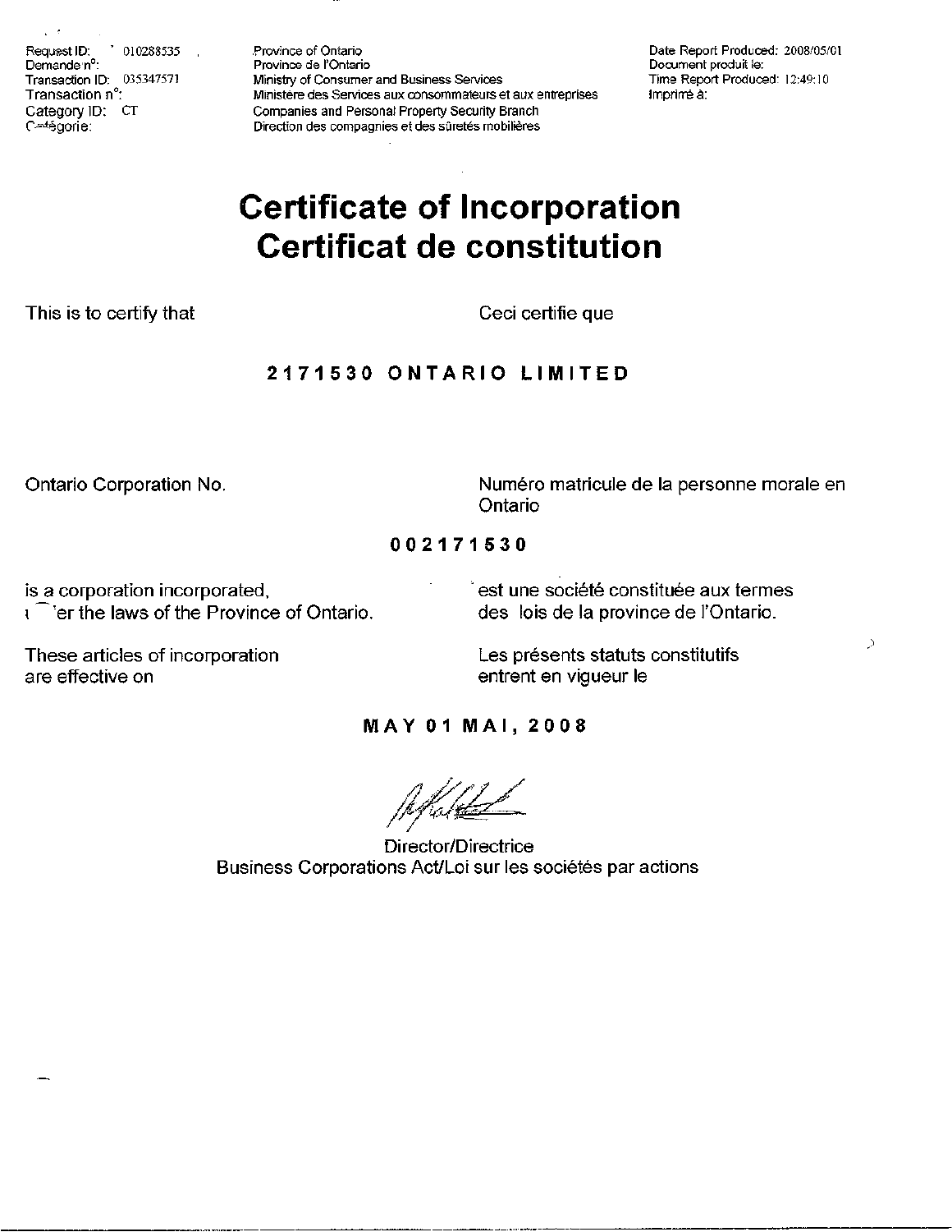Request ID: 010288535
Demande n°:
Transaction ID: 035347571
Transaction n°:
Category ID: CT
Catégorie:

Province of Ontario
Province de l'Ontario
Ministry of Consumer and Business Services
Ministère des Services aux consommateurs et aux entreprises
Companies and Personal Property Security Branch
Direction des compagnies et des sûretés mobilières

Date Report Produced: 2008/05/01
Document produit le:
Time Report Produced: 12:49:10
Imprimé à:

# Certificate of Incorporation
# Certificat de constitution

This is to certify that

Ceci certifie que

**2171530 ONTARIO LIMITED**

Ontario Corporation No.

Numéro matricule de la personne morale en Ontario

**002171530**

is a corporation incorporated, under the laws of the Province of Ontario.

est une société constituée aux termes des lois de la province de l'Ontario.

These articles of incorporation are effective on

Les présents statuts constitutifs entrent en vigueur le

**MAY 01 MAI, 2008**

Director/Directrice
Business Corporations Act/Loi sur les sociétés par actions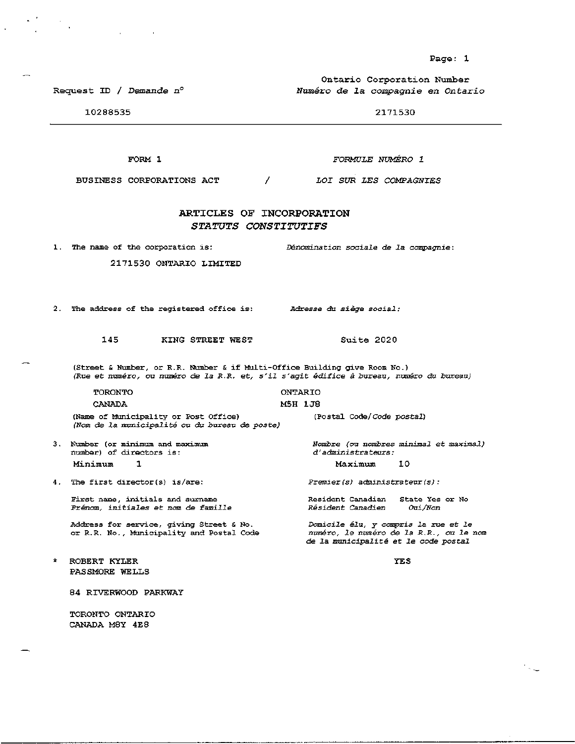Request ID / *Demande n°*

10288535

Ontario Corporation Number
*Numéro de la compagnie en Ontario*

2171530

FORM 1 — *FORMULE NUMÉRO 1*

BUSINESS CORPORATIONS ACT / *LOI SUR LES COMPAGNIES*

## ARTICLES OF INCORPORATION
## *STATUTS CONSTITUTIFS*

1. The name of the corporation is: *Dénomination sociale de la compagnie:*

   2171530 ONTARIO LIMITED

2. The address of the registered office is: *Adresse du siège social:*

   145 KING STREET WEST Suite 2020

   (Street & Number, or R.R. Number & if Multi-Office Building give Room No.)
   *(Rue et numéro, ou numéro de la R.R. et, s'il s'agit édifice à bureau, numéro du bureau)*

   TORONTO ONTARIO
   CANADA M5H 1J8

   (Name of Municipality or Post Office) (Postal Code/*Code postal*)
   *(Nom de la municipalité ou du bureau de poste)*

3. Number (or minimum and maximum number) of directors is: *Nombre (ou nombres minimal et maximal) d'administrateurs:*

   Minimum 1 Maximum 10

4. The first director(s) is/are: *Premier(s) administrateur(s):*

   First name, initials and surname
   *Prénom, initiales et nom de famille*

   Resident Canadian State Yes or No
   *Résident Canadien Oui/Non*

   Address for service, giving Street & No. or R.R. No., Municipality and Postal Code
   *Domicile élu, y compris la rue et le numéro, le numéro de la R.R., ou le nom de la municipalité et le code postal*

\* ROBERT KYLER
PASSMORE WELLS — YES

84 RIVERWOOD PARKWAY

TORONTO ONTARIO
CANADA M8Y 4E8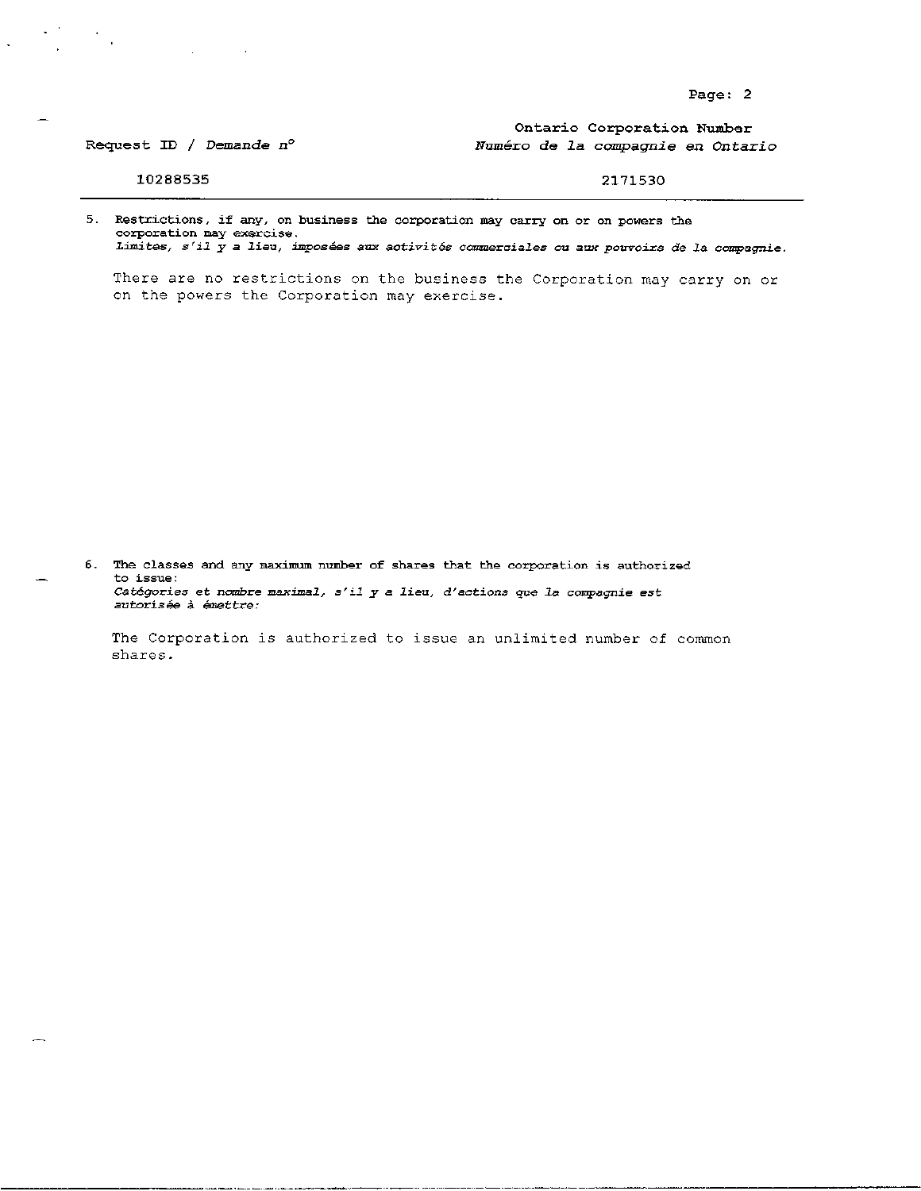| Request ID / *Demande n°* | Ontario Corporation Number / *Numéro de la compagnie en Ontario* |
| --- | --- |
| 10288535 | 2171530 |

5. **Restrictions, if any, on business the corporation may carry on or on powers the corporation may exercise.**
   *Limites, s'il y a lieu, imposées aux activités commerciales ou aux pouvoirs de la compagnie.*

   There are no restrictions on the business the Corporation may carry on or on the powers the Corporation may exercise.

6. The classes and any maximum number of shares that the corporation is authorized to issue:
   *Catégories et nombre maximal, s'il y a lieu, d'actions que la compagnie est autorisée à émettre:*

   The Corporation is authorized to issue an unlimited number of common shares.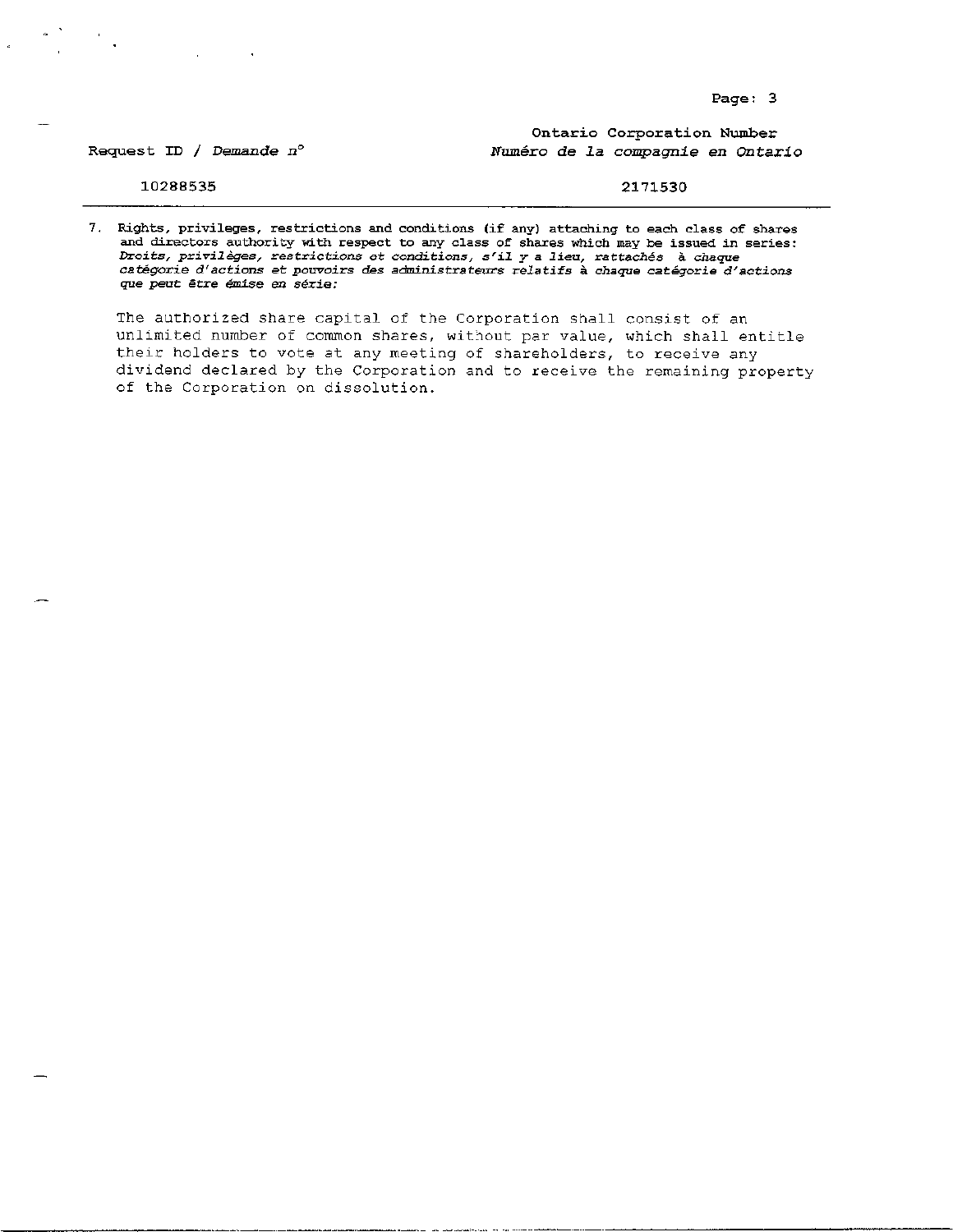| Request ID / *Demande n°* | Ontario Corporation Number *Numéro de la compagnie en Ontario* |
|---|---|
| 10288535 | 2171530 |

7. Rights, privileges, restrictions and conditions (if any) attaching to each class of shares and directors authority with respect to any class of shares which may be issued in series:
*Droits, privilèges, restrictions et conditions, s'il y a lieu, rattachés à chaque catégorie d'actions et pouvoirs des administrateurs relatifs à chaque catégorie d'actions que peut être émise en série:*

The authorized share capital of the Corporation shall consist of an unlimited number of common shares, without par value, which shall entitle their holders to vote at any meeting of shareholders, to receive any dividend declared by the Corporation and to receive the remaining property of the Corporation on dissolution.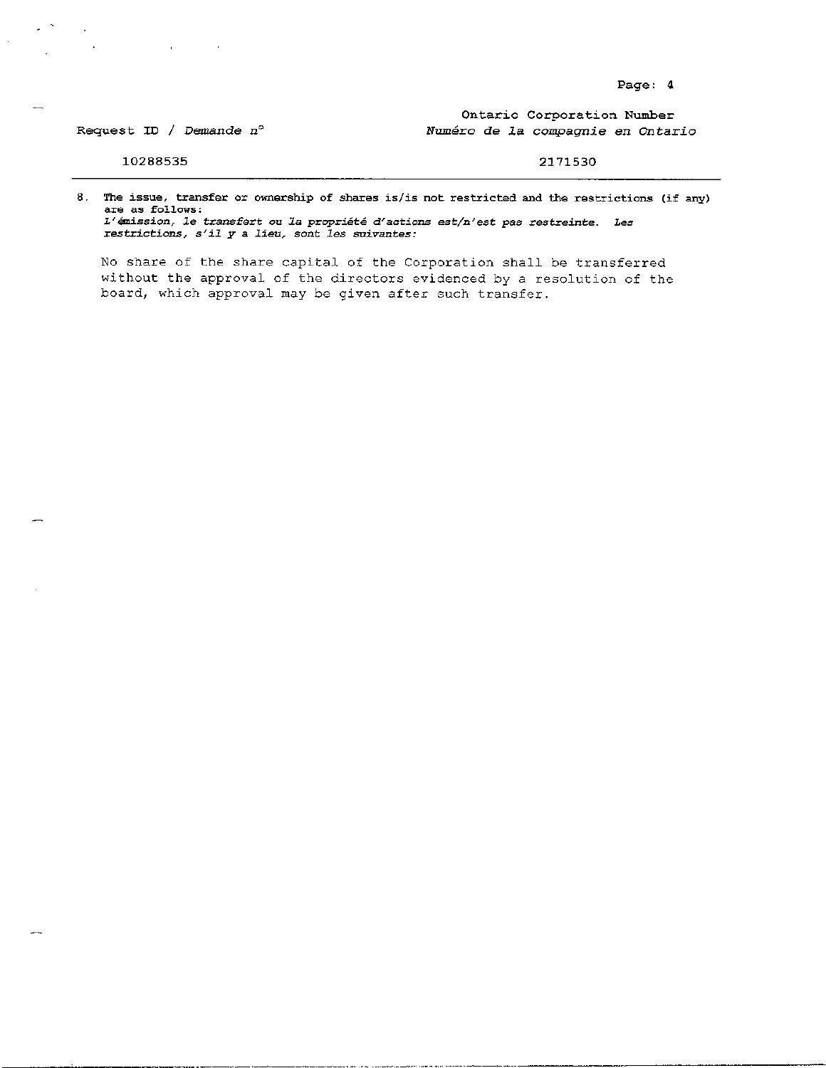| Request ID / *Demande n°* | Ontario Corporation Number<br>*Numéro de la compagnie en Ontario* |
| --- | --- |
| 10288535 | 2171530 |

8. **The issue, transfer or ownership of shares is/is not restricted and the restrictions (if any) are as follows:**
***L'émission, le transfert ou la propriété d'actions est/n'est pas restreinte. Les restrictions, s'il y a lieu, sont les suivantes:***

No share of the share capital of the Corporation shall be transferred without the approval of the directors evidenced by a resolution of the board, which approval may be given after such transfer.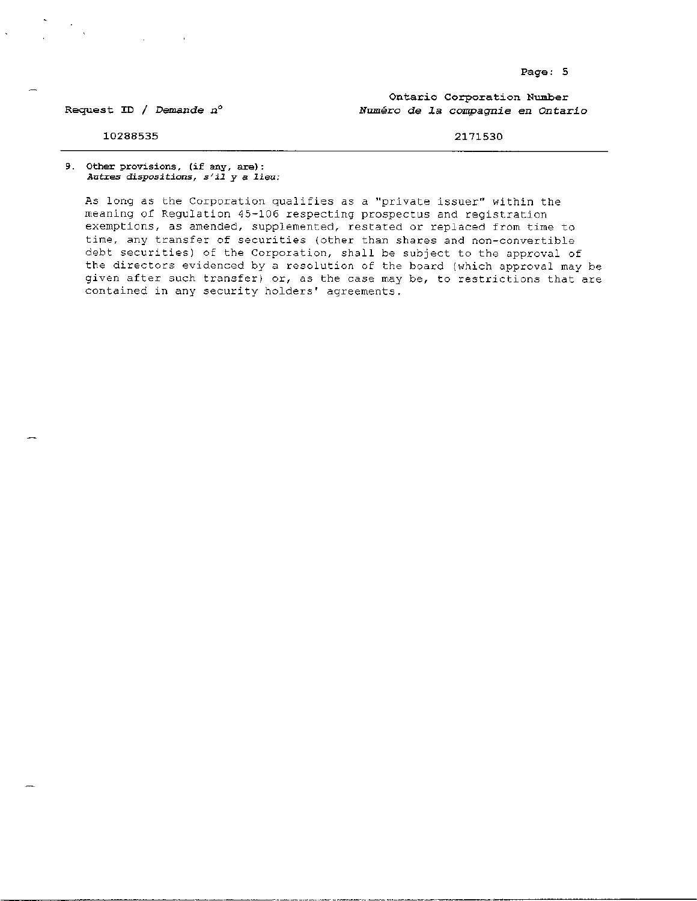| Request ID / *Demande n°* | Ontario Corporation Number / *Numéro de la compagnie en Ontario* |
|---|---|
| 10288535 | 2171530 |

**9. Other provisions, (if any, are):**
***Autres dispositions, s'il y a lieu:***

As long as the Corporation qualifies as a "private issuer" within the meaning of Regulation 45-106 respecting prospectus and registration exemptions, as amended, supplemented, restated or replaced from time to time, any transfer of securities (other than shares and non-convertible debt securities) of the Corporation, shall be subject to the approval of the directors evidenced by a resolution of the board (which approval may be given after such transfer) or, as the case may be, to restrictions that are contained in any security holders' agreements.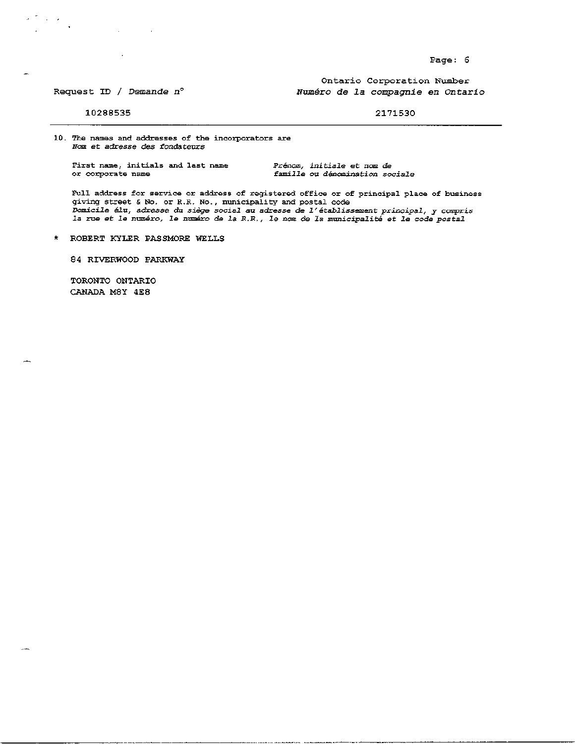Request ID / *Demande n°*

10288535

Ontario Corporation Number
*Numéro de la compagnie en Ontario*

2171530

---

10. The names and addresses of the incorporators are
*Nom et adresse des fondateurs*

First name, initials and last name or corporate name

*Prénom, initiale et nom de famille ou dénomination sociale*

Full address for service or address of registered office or of principal place of business giving street & No. or R.R. No., municipality and postal code
*Domicile élu, adresse du siège social au adresse de l'établissement principal, y compris la rue et le numéro, le numéro de la R.R., le nom de la municipalité et le code postal*

\* ROBERT KYLER PASSMORE WELLS

84 RIVERWOOD PARKWAY

TORONTO ONTARIO
CANADA M8Y 4E8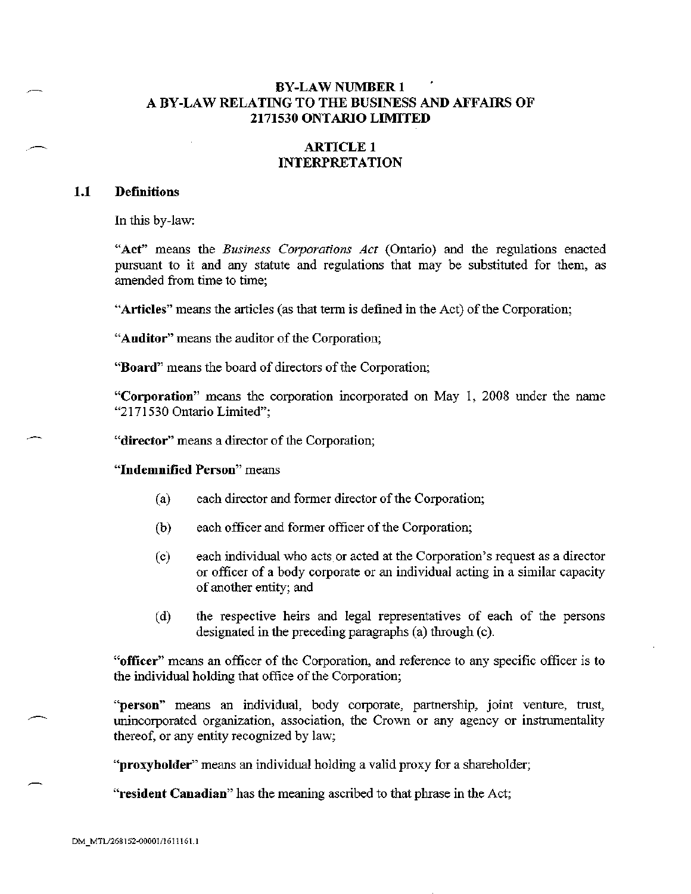# BY-LAW NUMBER 1
# A BY-LAW RELATING TO THE BUSINESS AND AFFAIRS OF 2171530 ONTARIO LIMITED

## ARTICLE 1
## INTERPRETATION

### 1.1 Definitions

In this by-law:

"**Act**" means the *Business Corporations Act* (Ontario) and the regulations enacted pursuant to it and any statute and regulations that may be substituted for them, as amended from time to time;

"**Articles**" means the articles (as that term is defined in the Act) of the Corporation;

"**Auditor**" means the auditor of the Corporation;

"**Board**" means the board of directors of the Corporation;

"**Corporation**" means the corporation incorporated on May 1, 2008 under the name "2171530 Ontario Limited";

"**director**" means a director of the Corporation;

"**Indemnified Person**" means

(a) each director and former director of the Corporation;

(b) each officer and former officer of the Corporation;

(c) each individual who acts or acted at the Corporation's request as a director or officer of a body corporate or an individual acting in a similar capacity of another entity; and

(d) the respective heirs and legal representatives of each of the persons designated in the preceding paragraphs (a) through (c).

"**officer**" means an officer of the Corporation, and reference to any specific officer is to the individual holding that office of the Corporation;

"**person**" means an individual, body corporate, partnership, joint venture, trust, unincorporated organization, association, the Crown or any agency or instrumentality thereof, or any entity recognized by law;

"**proxyholder**" means an individual holding a valid proxy for a shareholder;

"**resident Canadian**" has the meaning ascribed to that phrase in the Act;

DM_MTL/268152-00001/1611161.1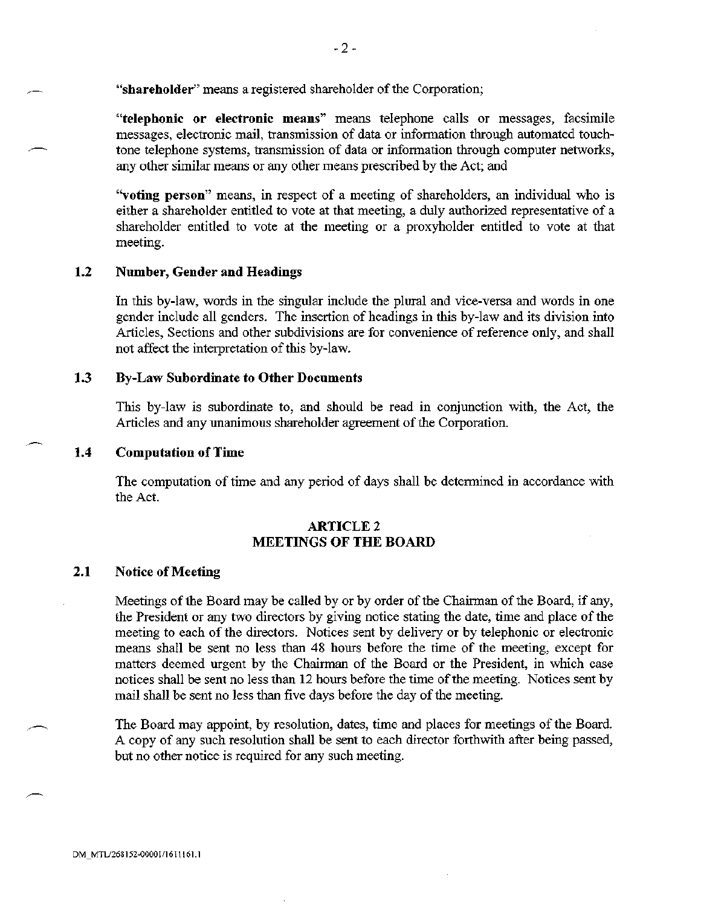"**shareholder**" means a registered shareholder of the Corporation;

"**telephonic or electronic means**" means telephone calls or messages, facsimile messages, electronic mail, transmission of data or information through automated touch-tone telephone systems, transmission of data or information through computer networks, any other similar means or any other means prescribed by the Act; and

"**voting person**" means, in respect of a meeting of shareholders, an individual who is either a shareholder entitled to vote at that meeting, a duly authorized representative of a shareholder entitled to vote at the meeting or a proxyholder entitled to vote at that meeting.

### 1.2 Number, Gender and Headings

In this by-law, words in the singular include the plural and vice-versa and words in one gender include all genders. The insertion of headings in this by-law and its division into Articles, Sections and other subdivisions are for convenience of reference only, and shall not affect the interpretation of this by-law.

### 1.3 By-Law Subordinate to Other Documents

This by-law is subordinate to, and should be read in conjunction with, the Act, the Articles and any unanimous shareholder agreement of the Corporation.

### 1.4 Computation of Time

The computation of time and any period of days shall be determined in accordance with the Act.

## ARTICLE 2
## MEETINGS OF THE BOARD

### 2.1 Notice of Meeting

Meetings of the Board may be called by or by order of the Chairman of the Board, if any, the President or any two directors by giving notice stating the date, time and place of the meeting to each of the directors. Notices sent by delivery or by telephonic or electronic means shall be sent no less than 48 hours before the time of the meeting, except for matters deemed urgent by the Chairman of the Board or the President, in which case notices shall be sent no less than 12 hours before the time of the meeting. Notices sent by mail shall be sent no less than five days before the day of the meeting.

The Board may appoint, by resolution, dates, time and places for meetings of the Board. A copy of any such resolution shall be sent to each director forthwith after being passed, but no other notice is required for any such meeting.

DM_MTL/268152-00001/1611161.1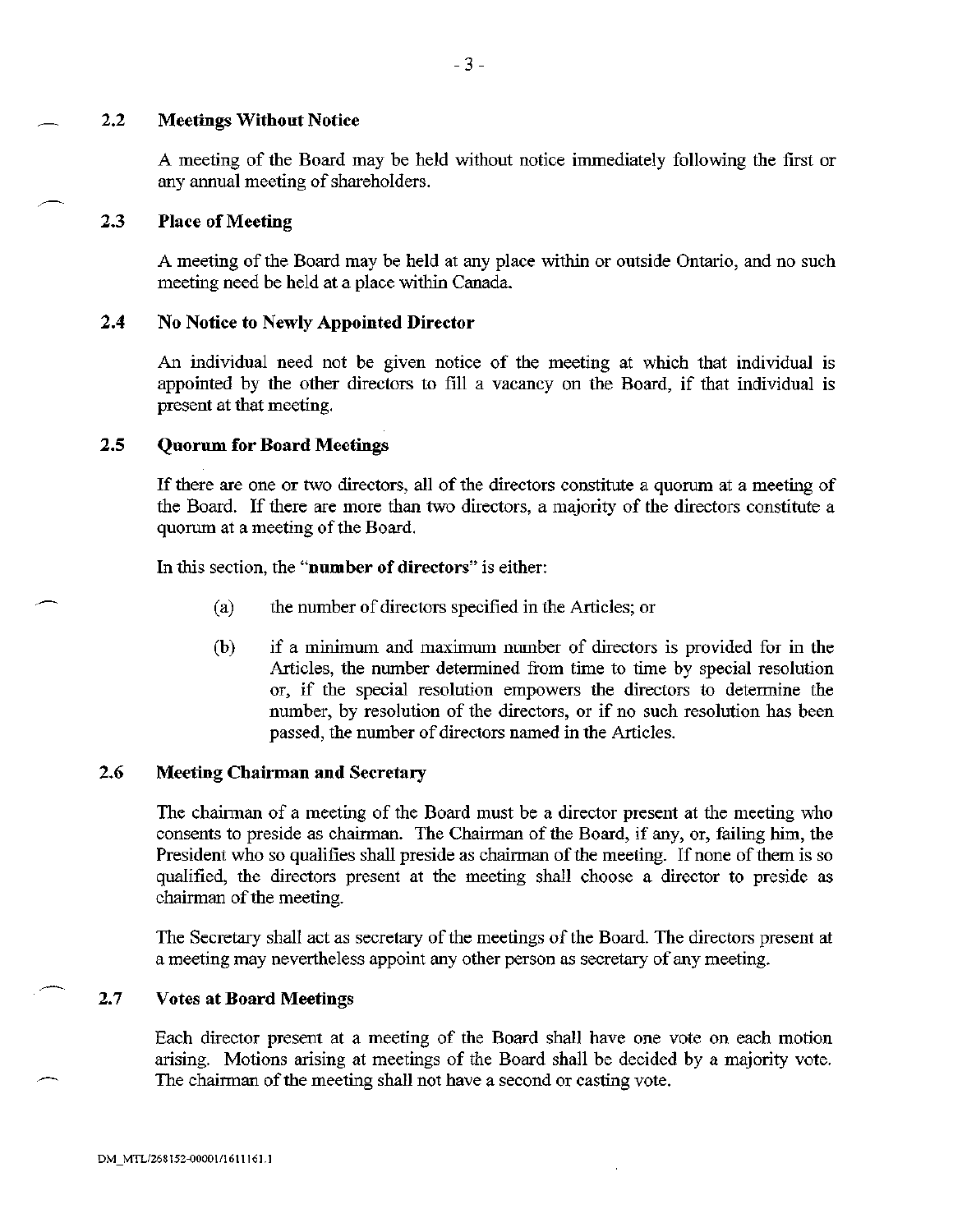### 2.2 Meetings Without Notice

A meeting of the Board may be held without notice immediately following the first or any annual meeting of shareholders.

### 2.3 Place of Meeting

A meeting of the Board may be held at any place within or outside Ontario, and no such meeting need be held at a place within Canada.

### 2.4 No Notice to Newly Appointed Director

An individual need not be given notice of the meeting at which that individual is appointed by the other directors to fill a vacancy on the Board, if that individual is present at that meeting.

### 2.5 Quorum for Board Meetings

If there are one or two directors, all of the directors constitute a quorum at a meeting of the Board. If there are more than two directors, a majority of the directors constitute a quorum at a meeting of the Board.

In this section, the "**number of directors**" is either:

(a) the number of directors specified in the Articles; or

(b) if a minimum and maximum number of directors is provided for in the Articles, the number determined from time to time by special resolution or, if the special resolution empowers the directors to determine the number, by resolution of the directors, or if no such resolution has been passed, the number of directors named in the Articles.

### 2.6 Meeting Chairman and Secretary

The chairman of a meeting of the Board must be a director present at the meeting who consents to preside as chairman. The Chairman of the Board, if any, or, failing him, the President who so qualifies shall preside as chairman of the meeting. If none of them is so qualified, the directors present at the meeting shall choose a director to preside as chairman of the meeting.

The Secretary shall act as secretary of the meetings of the Board. The directors present at a meeting may nevertheless appoint any other person as secretary of any meeting.

### 2.7 Votes at Board Meetings

Each director present at a meeting of the Board shall have one vote on each motion arising. Motions arising at meetings of the Board shall be decided by a majority vote. The chairman of the meeting shall not have a second or casting vote.

DM_MTL/268152-00001/1611161.1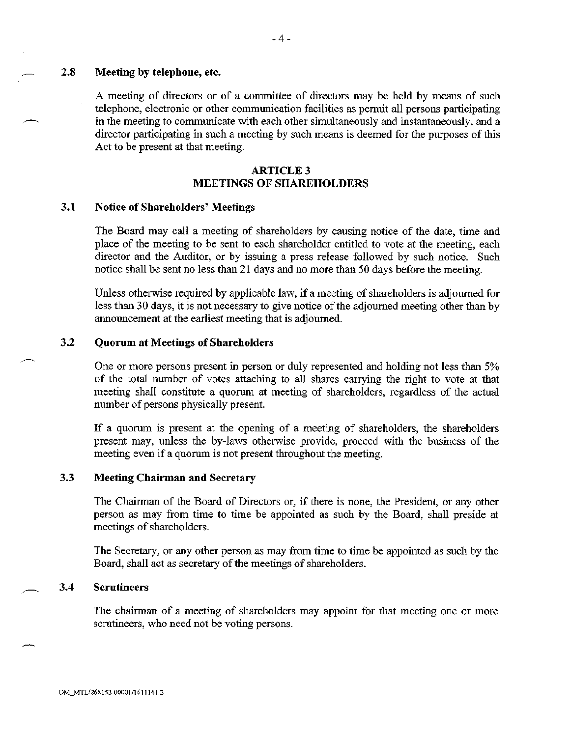### 2.8 Meeting by telephone, etc.

A meeting of directors or of a committee of directors may be held by means of such telephone, electronic or other communication facilities as permit all persons participating in the meeting to communicate with each other simultaneously and instantaneously, and a director participating in such a meeting by such means is deemed for the purposes of this Act to be present at that meeting.

## ARTICLE 3
## MEETINGS OF SHAREHOLDERS

### 3.1 Notice of Shareholders' Meetings

The Board may call a meeting of shareholders by causing notice of the date, time and place of the meeting to be sent to each shareholder entitled to vote at the meeting, each director and the Auditor, or by issuing a press release followed by such notice. Such notice shall be sent no less than 21 days and no more than 50 days before the meeting.

Unless otherwise required by applicable law, if a meeting of shareholders is adjourned for less than 30 days, it is not necessary to give notice of the adjourned meeting other than by announcement at the earliest meeting that is adjourned.

### 3.2 Quorum at Meetings of Shareholders

One or more persons present in person or duly represented and holding not less than 5% of the total number of votes attaching to all shares carrying the right to vote at that meeting shall constitute a quorum at meeting of shareholders, regardless of the actual number of persons physically present.

If a quorum is present at the opening of a meeting of shareholders, the shareholders present may, unless the by-laws otherwise provide, proceed with the business of the meeting even if a quorum is not present throughout the meeting.

### 3.3 Meeting Chairman and Secretary

The Chairman of the Board of Directors or, if there is none, the President, or any other person as may from time to time be appointed as such by the Board, shall preside at meetings of shareholders.

The Secretary, or any other person as may from time to time be appointed as such by the Board, shall act as secretary of the meetings of shareholders.

### 3.4 Scrutineers

The chairman of a meeting of shareholders may appoint for that meeting one or more scrutineers, who need not be voting persons.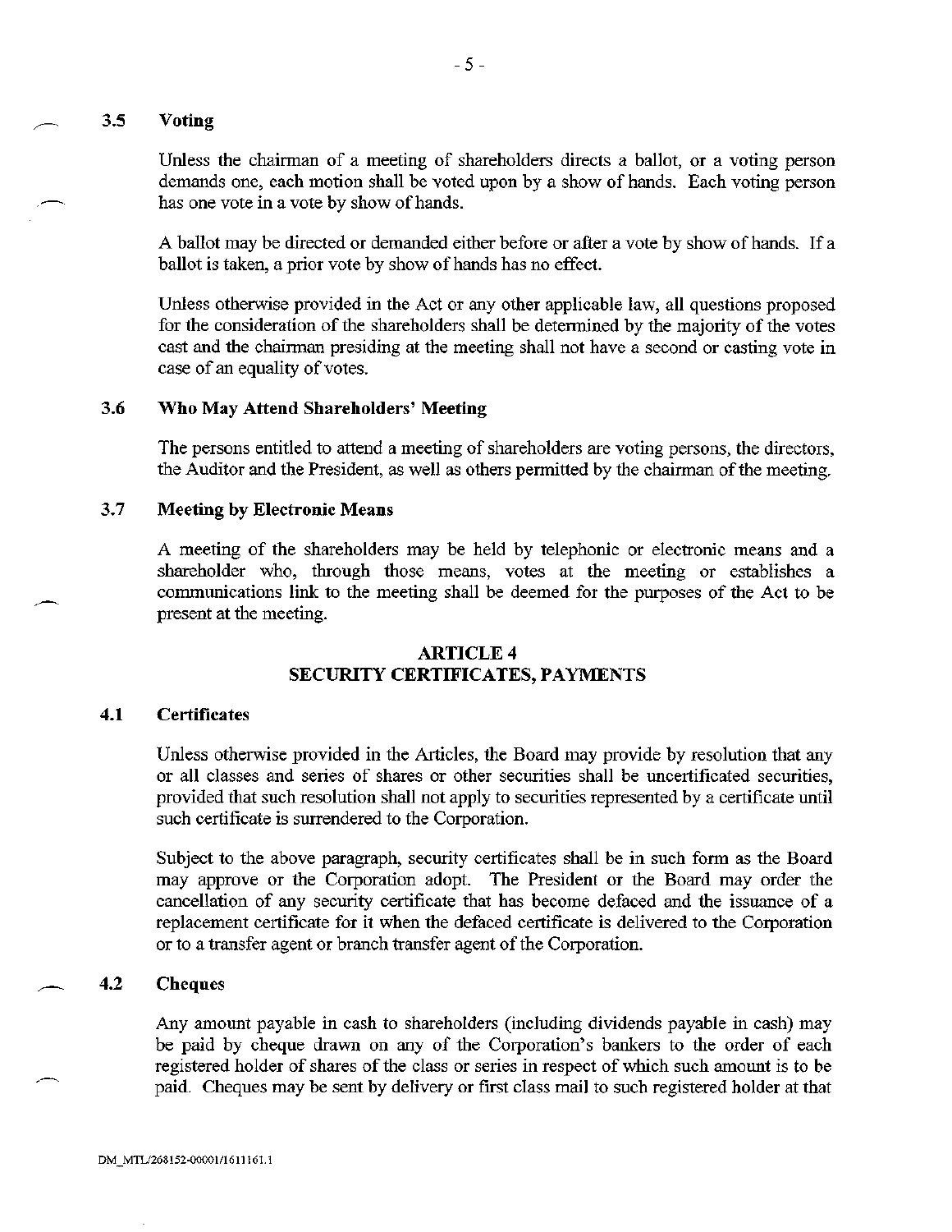### 3.5 Voting

Unless the chairman of a meeting of shareholders directs a ballot, or a voting person demands one, each motion shall be voted upon by a show of hands. Each voting person has one vote in a vote by show of hands.

A ballot may be directed or demanded either before or after a vote by show of hands. If a ballot is taken, a prior vote by show of hands has no effect.

Unless otherwise provided in the Act or any other applicable law, all questions proposed for the consideration of the shareholders shall be determined by the majority of the votes cast and the chairman presiding at the meeting shall not have a second or casting vote in case of an equality of votes.

### 3.6 Who May Attend Shareholders' Meeting

The persons entitled to attend a meeting of shareholders are voting persons, the directors, the Auditor and the President, as well as others permitted by the chairman of the meeting.

### 3.7 Meeting by Electronic Means

A meeting of the shareholders may be held by telephonic or electronic means and a shareholder who, through those means, votes at the meeting or establishes a communications link to the meeting shall be deemed for the purposes of the Act to be present at the meeting.

## ARTICLE 4
## SECURITY CERTIFICATES, PAYMENTS

### 4.1 Certificates

Unless otherwise provided in the Articles, the Board may provide by resolution that any or all classes and series of shares or other securities shall be uncertificated securities, provided that such resolution shall not apply to securities represented by a certificate until such certificate is surrendered to the Corporation.

Subject to the above paragraph, security certificates shall be in such form as the Board may approve or the Corporation adopt. The President or the Board may order the cancellation of any security certificate that has become defaced and the issuance of a replacement certificate for it when the defaced certificate is delivered to the Corporation or to a transfer agent or branch transfer agent of the Corporation.

### 4.2 Cheques

Any amount payable in cash to shareholders (including dividends payable in cash) may be paid by cheque drawn on any of the Corporation's bankers to the order of each registered holder of shares of the class or series in respect of which such amount is to be paid. Cheques may be sent by delivery or first class mail to such registered holder at that

DM_MTL/268152-00001/1611161.1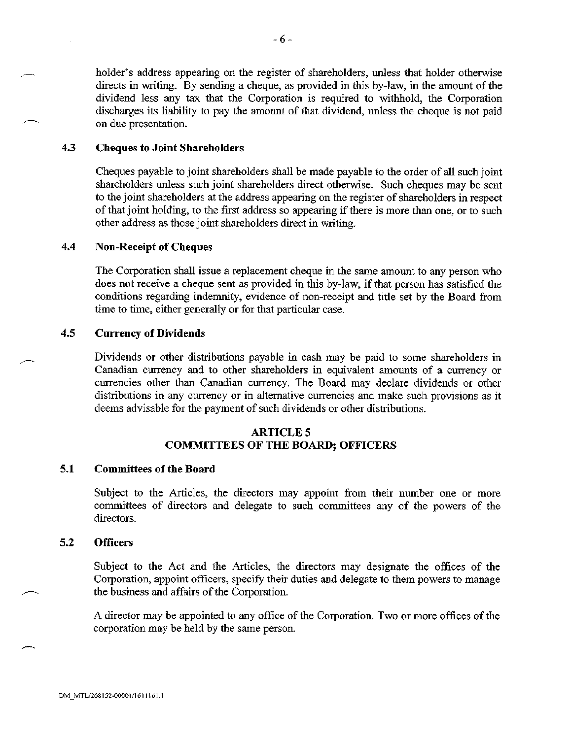holder's address appearing on the register of shareholders, unless that holder otherwise directs in writing. By sending a cheque, as provided in this by-law, in the amount of the dividend less any tax that the Corporation is required to withhold, the Corporation discharges its liability to pay the amount of that dividend, unless the cheque is not paid on due presentation.

### 4.3 Cheques to Joint Shareholders

Cheques payable to joint shareholders shall be made payable to the order of all such joint shareholders unless such joint shareholders direct otherwise. Such cheques may be sent to the joint shareholders at the address appearing on the register of shareholders in respect of that joint holding, to the first address so appearing if there is more than one, or to such other address as those joint shareholders direct in writing.

### 4.4 Non-Receipt of Cheques

The Corporation shall issue a replacement cheque in the same amount to any person who does not receive a cheque sent as provided in this by-law, if that person has satisfied the conditions regarding indemnity, evidence of non-receipt and title set by the Board from time to time, either generally or for that particular case.

### 4.5 Currency of Dividends

Dividends or other distributions payable in cash may be paid to some shareholders in Canadian currency and to other shareholders in equivalent amounts of a currency or currencies other than Canadian currency. The Board may declare dividends or other distributions in any currency or in alternative currencies and make such provisions as it deems advisable for the payment of such dividends or other distributions.

## ARTICLE 5
## COMMITTEES OF THE BOARD; OFFICERS

### 5.1 Committees of the Board

Subject to the Articles, the directors may appoint from their number one or more committees of directors and delegate to such committees any of the powers of the directors.

### 5.2 Officers

Subject to the Act and the Articles, the directors may designate the offices of the Corporation, appoint officers, specify their duties and delegate to them powers to manage the business and affairs of the Corporation.

A director may be appointed to any office of the Corporation. Two or more offices of the corporation may be held by the same person.

DM_MTL/268152-00001/1611161.1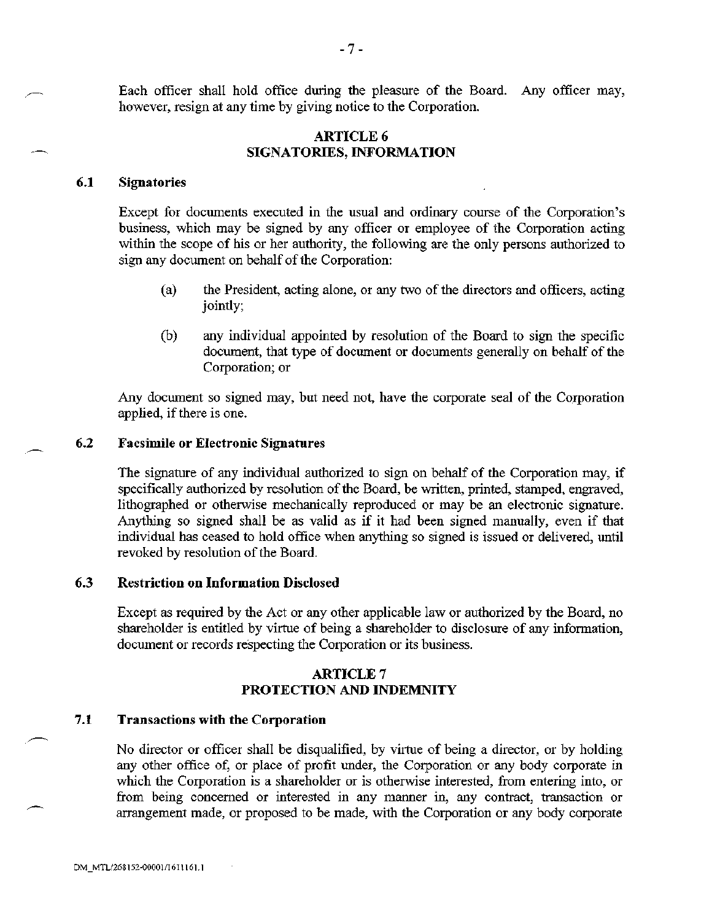Each officer shall hold office during the pleasure of the Board. Any officer may, however, resign at any time by giving notice to the Corporation.

## ARTICLE 6
## SIGNATORIES, INFORMATION

### 6.1 Signatories

Except for documents executed in the usual and ordinary course of the Corporation's business, which may be signed by any officer or employee of the Corporation acting within the scope of his or her authority, the following are the only persons authorized to sign any document on behalf of the Corporation:

(a) the President, acting alone, or any two of the directors and officers, acting jointly;

(b) any individual appointed by resolution of the Board to sign the specific document, that type of document or documents generally on behalf of the Corporation; or

Any document so signed may, but need not, have the corporate seal of the Corporation applied, if there is one.

### 6.2 Facsimile or Electronic Signatures

The signature of any individual authorized to sign on behalf of the Corporation may, if specifically authorized by resolution of the Board, be written, printed, stamped, engraved, lithographed or otherwise mechanically reproduced or may be an electronic signature. Anything so signed shall be as valid as if it had been signed manually, even if that individual has ceased to hold office when anything so signed is issued or delivered, until revoked by resolution of the Board.

### 6.3 Restriction on Information Disclosed

Except as required by the Act or any other applicable law or authorized by the Board, no shareholder is entitled by virtue of being a shareholder to disclosure of any information, document or records respecting the Corporation or its business.

## ARTICLE 7
## PROTECTION AND INDEMNITY

### 7.1 Transactions with the Corporation

No director or officer shall be disqualified, by virtue of being a director, or by holding any other office of, or place of profit under, the Corporation or any body corporate in which the Corporation is a shareholder or is otherwise interested, from entering into, or from being concerned or interested in any manner in, any contract, transaction or arrangement made, or proposed to be made, with the Corporation or any body corporate

DM_MTL/268152-00001/1611161.1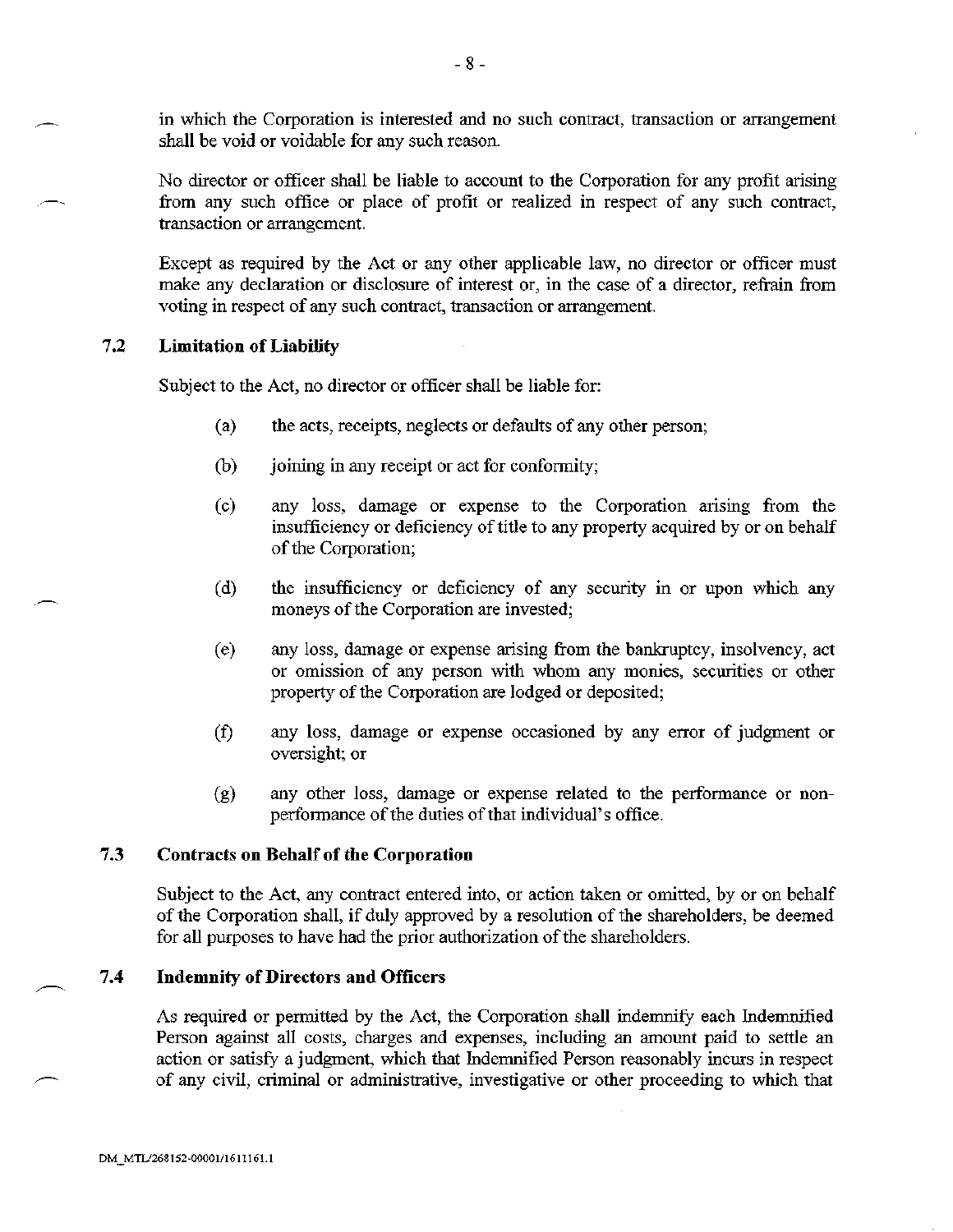in which the Corporation is interested and no such contract, transaction or arrangement shall be void or voidable for any such reason.

No director or officer shall be liable to account to the Corporation for any profit arising from any such office or place of profit or realized in respect of any such contract, transaction or arrangement.

Except as required by the Act or any other applicable law, no director or officer must make any declaration or disclosure of interest or, in the case of a director, refrain from voting in respect of any such contract, transaction or arrangement.

### 7.2 Limitation of Liability

Subject to the Act, no director or officer shall be liable for:

(a) the acts, receipts, neglects or defaults of any other person;

(b) joining in any receipt or act for conformity;

(c) any loss, damage or expense to the Corporation arising from the insufficiency or deficiency of title to any property acquired by or on behalf of the Corporation;

(d) the insufficiency or deficiency of any security in or upon which any moneys of the Corporation are invested;

(e) any loss, damage or expense arising from the bankruptcy, insolvency, act or omission of any person with whom any monies, securities or other property of the Corporation are lodged or deposited;

(f) any loss, damage or expense occasioned by any error of judgment or oversight; or

(g) any other loss, damage or expense related to the performance or non-performance of the duties of that individual's office.

### 7.3 Contracts on Behalf of the Corporation

Subject to the Act, any contract entered into, or action taken or omitted, by or on behalf of the Corporation shall, if duly approved by a resolution of the shareholders, be deemed for all purposes to have had the prior authorization of the shareholders.

### 7.4 Indemnity of Directors and Officers

As required or permitted by the Act, the Corporation shall indemnify each Indemnified Person against all costs, charges and expenses, including an amount paid to settle an action or satisfy a judgment, which that Indemnified Person reasonably incurs in respect of any civil, criminal or administrative, investigative or other proceeding to which that

DM_MTL/268152-00001/1611161.1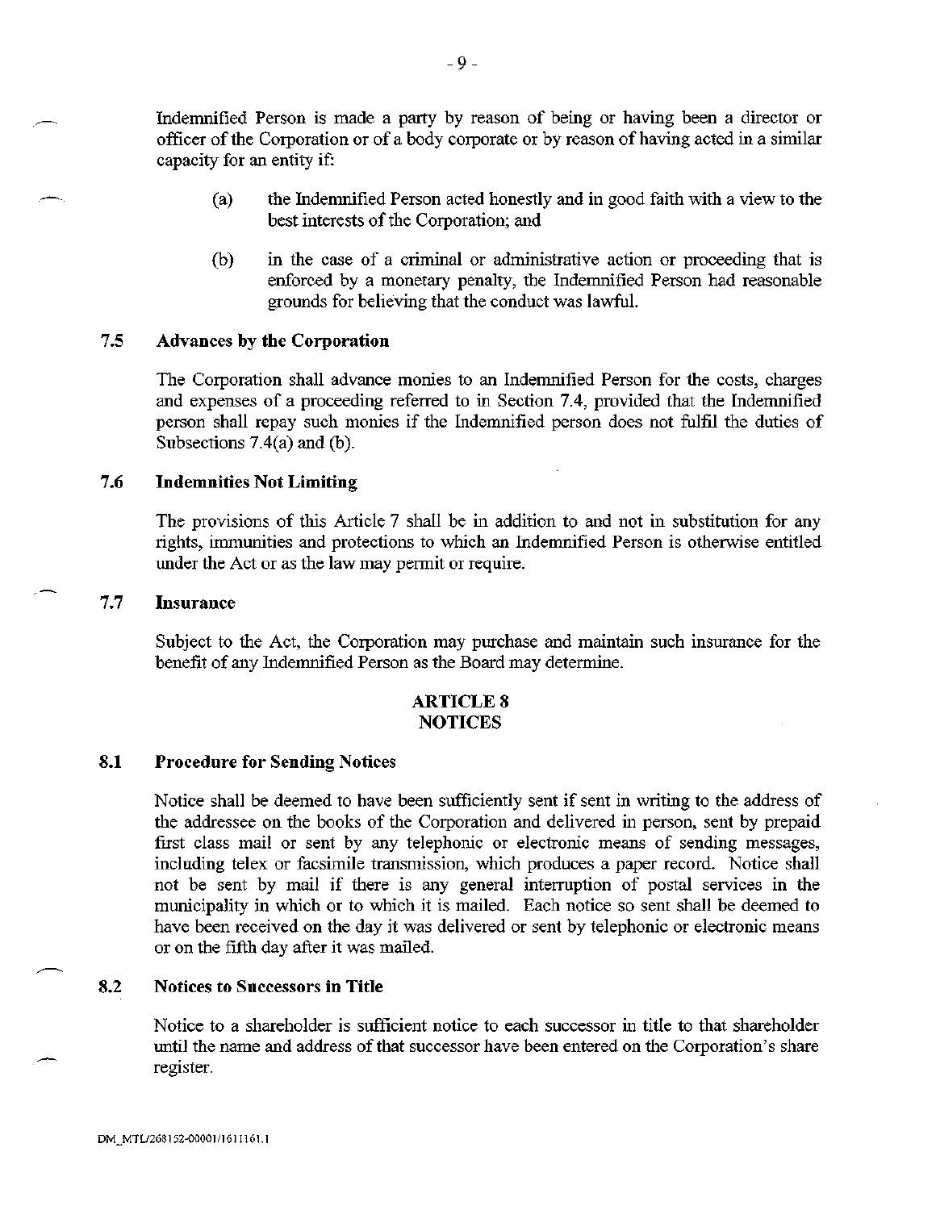Indemnified Person is made a party by reason of being or having been a director or officer of the Corporation or of a body corporate or by reason of having acted in a similar capacity for an entity if:

(a) the Indemnified Person acted honestly and in good faith with a view to the best interests of the Corporation; and

(b) in the case of a criminal or administrative action or proceeding that is enforced by a monetary penalty, the Indemnified Person had reasonable grounds for believing that the conduct was lawful.

### 7.5 Advances by the Corporation

The Corporation shall advance monies to an Indemnified Person for the costs, charges and expenses of a proceeding referred to in Section 7.4, provided that the Indemnified person shall repay such monies if the Indemnified person does not fulfil the duties of Subsections 7.4(a) and (b).

### 7.6 Indemnities Not Limiting

The provisions of this Article 7 shall be in addition to and not in substitution for any rights, immunities and protections to which an Indemnified Person is otherwise entitled under the Act or as the law may permit or require.

### 7.7 Insurance

Subject to the Act, the Corporation may purchase and maintain such insurance for the benefit of any Indemnified Person as the Board may determine.

## ARTICLE 8 NOTICES

### 8.1 Procedure for Sending Notices

Notice shall be deemed to have been sufficiently sent if sent in writing to the address of the addressee on the books of the Corporation and delivered in person, sent by prepaid first class mail or sent by any telephonic or electronic means of sending messages, including telex or facsimile transmission, which produces a paper record. Notice shall not be sent by mail if there is any general interruption of postal services in the municipality in which or to which it is mailed. Each notice so sent shall be deemed to have been received on the day it was delivered or sent by telephonic or electronic means or on the fifth day after it was mailed.

### 8.2 Notices to Successors in Title

Notice to a shareholder is sufficient notice to each successor in title to that shareholder until the name and address of that successor have been entered on the Corporation's share register.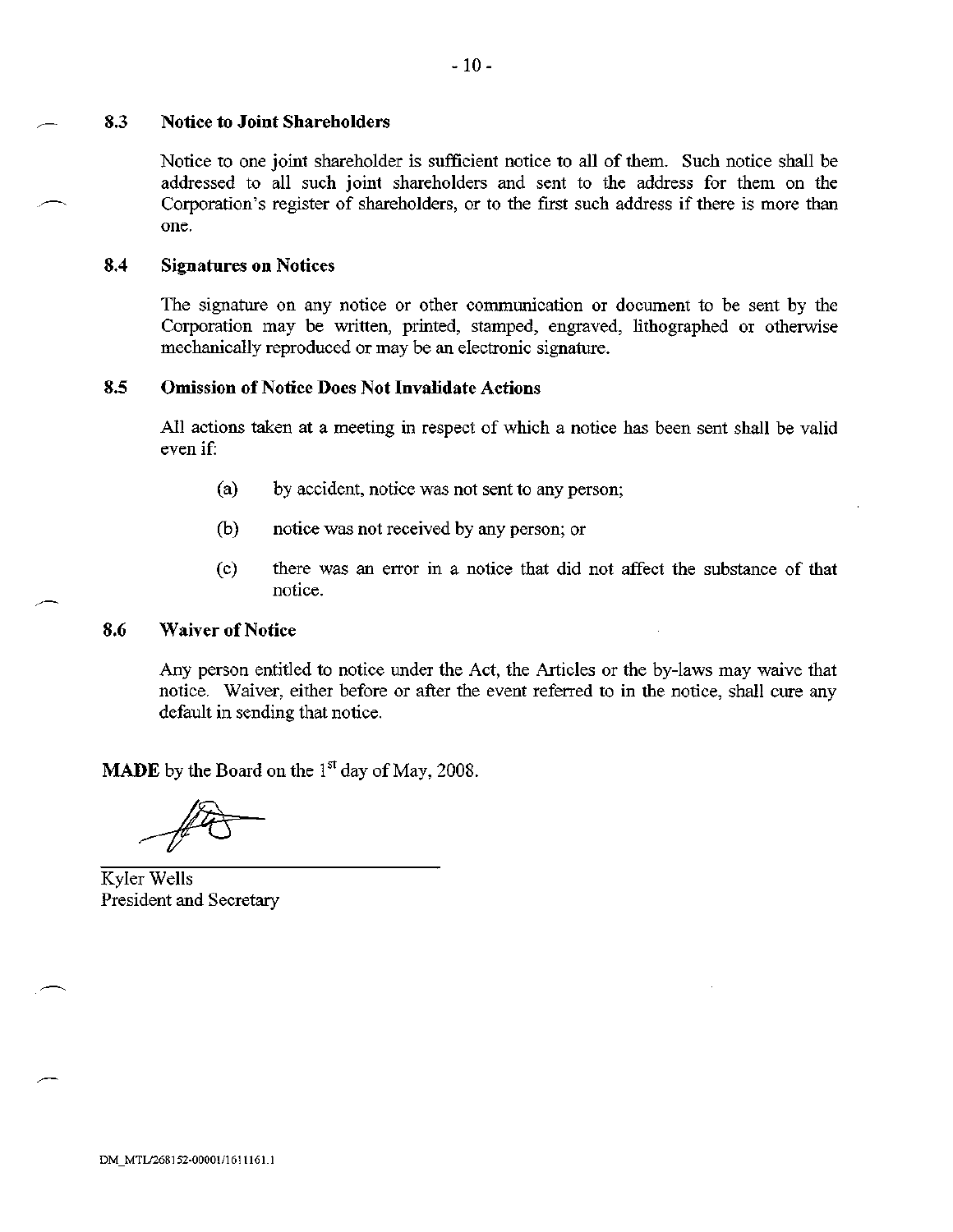### 8.3 Notice to Joint Shareholders

Notice to one joint shareholder is sufficient notice to all of them. Such notice shall be addressed to all such joint shareholders and sent to the address for them on the Corporation's register of shareholders, or to the first such address if there is more than one.

### 8.4 Signatures on Notices

The signature on any notice or other communication or document to be sent by the Corporation may be written, printed, stamped, engraved, lithographed or otherwise mechanically reproduced or may be an electronic signature.

### 8.5 Omission of Notice Does Not Invalidate Actions

All actions taken at a meeting in respect of which a notice has been sent shall be valid even if:

(a) by accident, notice was not sent to any person;

(b) notice was not received by any person; or

(c) there was an error in a notice that did not affect the substance of that notice.

### 8.6 Waiver of Notice

Any person entitled to notice under the Act, the Articles or the by-laws may waive that notice. Waiver, either before or after the event referred to in the notice, shall cure any default in sending that notice.

**MADE** by the Board on the 1st day of May, 2008.

Kyler Wells
President and Secretary

DM_MTL/268152-00001/1611161.1